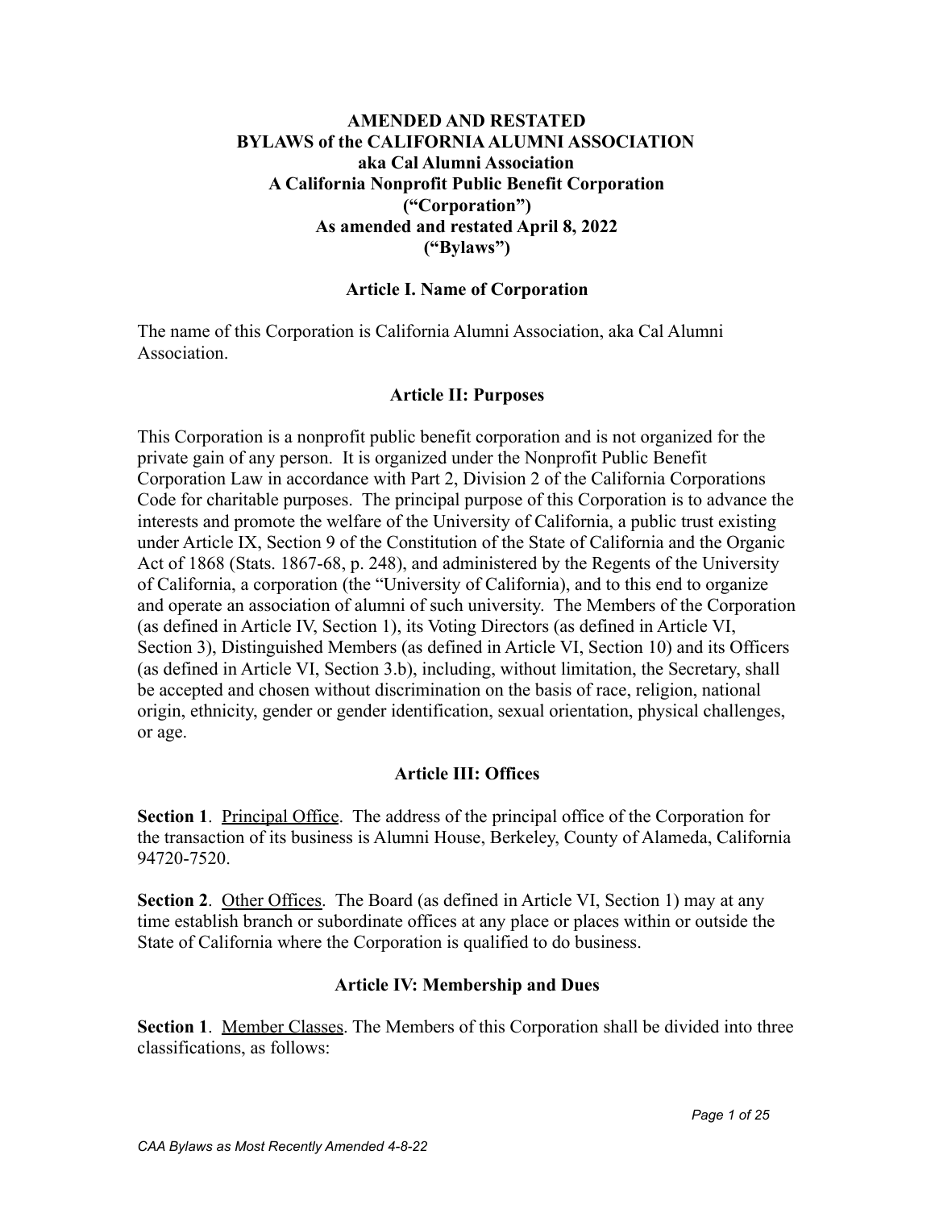# AMENDED AND RESTATED
# BYLAWS of the CALIFORNIA ALUMNI ASSOCIATION
# aka Cal Alumni Association
# A California Nonprofit Public Benefit Corporation
# ("Corporation")
# As amended and restated April 8, 2022
# ("Bylaws")

## Article I. Name of Corporation

The name of this Corporation is California Alumni Association, aka Cal Alumni Association.

## Article II: Purposes

This Corporation is a nonprofit public benefit corporation and is not organized for the private gain of any person. It is organized under the Nonprofit Public Benefit Corporation Law in accordance with Part 2, Division 2 of the California Corporations Code for charitable purposes. The principal purpose of this Corporation is to advance the interests and promote the welfare of the University of California, a public trust existing under Article IX, Section 9 of the Constitution of the State of California and the Organic Act of 1868 (Stats. 1867-68, p. 248), and administered by the Regents of the University of California, a corporation (the "University of California), and to this end to organize and operate an association of alumni of such university. The Members of the Corporation (as defined in Article IV, Section 1), its Voting Directors (as defined in Article VI, Section 3), Distinguished Members (as defined in Article VI, Section 10) and its Officers (as defined in Article VI, Section 3.b), including, without limitation, the Secretary, shall be accepted and chosen without discrimination on the basis of race, religion, national origin, ethnicity, gender or gender identification, sexual orientation, physical challenges, or age.

## Article III: Offices

**Section 1**. Principal Office. The address of the principal office of the Corporation for the transaction of its business is Alumni House, Berkeley, County of Alameda, California 94720-7520.

**Section 2**. Other Offices. The Board (as defined in Article VI, Section 1) may at any time establish branch or subordinate offices at any place or places within or outside the State of California where the Corporation is qualified to do business.

## Article IV: Membership and Dues

**Section 1**. Member Classes. The Members of this Corporation shall be divided into three classifications, as follows: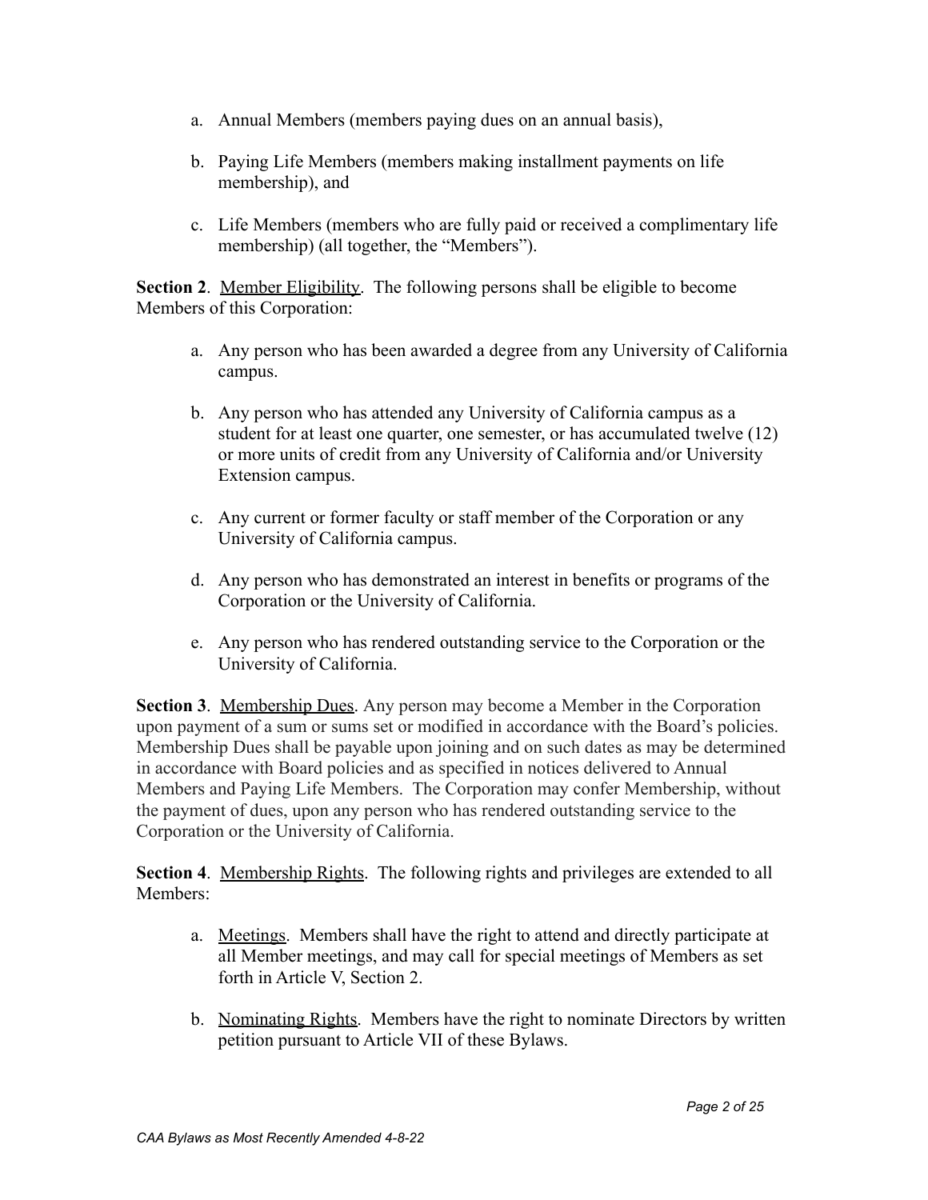a. Annual Members (members paying dues on an annual basis),

b. Paying Life Members (members making installment payments on life membership), and

c. Life Members (members who are fully paid or received a complimentary life membership) (all together, the "Members").

**Section 2**. Member Eligibility. The following persons shall be eligible to become Members of this Corporation:

a. Any person who has been awarded a degree from any University of California campus.

b. Any person who has attended any University of California campus as a student for at least one quarter, one semester, or has accumulated twelve (12) or more units of credit from any University of California and/or University Extension campus.

c. Any current or former faculty or staff member of the Corporation or any University of California campus.

d. Any person who has demonstrated an interest in benefits or programs of the Corporation or the University of California.

e. Any person who has rendered outstanding service to the Corporation or the University of California.

**Section 3**. Membership Dues. Any person may become a Member in the Corporation upon payment of a sum or sums set or modified in accordance with the Board's policies. Membership Dues shall be payable upon joining and on such dates as may be determined in accordance with Board policies and as specified in notices delivered to Annual Members and Paying Life Members. The Corporation may confer Membership, without the payment of dues, upon any person who has rendered outstanding service to the Corporation or the University of California.

**Section 4**. Membership Rights. The following rights and privileges are extended to all Members:

a. Meetings. Members shall have the right to attend and directly participate at all Member meetings, and may call for special meetings of Members as set forth in Article V, Section 2.

b. Nominating Rights. Members have the right to nominate Directors by written petition pursuant to Article VII of these Bylaws.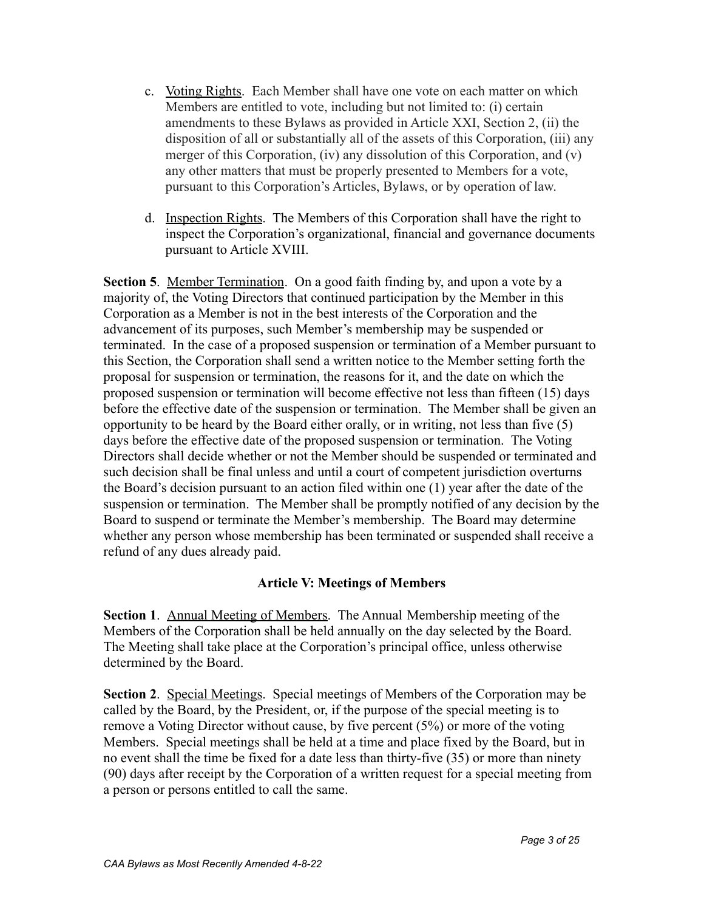c. Voting Rights. Each Member shall have one vote on each matter on which Members are entitled to vote, including but not limited to: (i) certain amendments to these Bylaws as provided in Article XXI, Section 2, (ii) the disposition of all or substantially all of the assets of this Corporation, (iii) any merger of this Corporation, (iv) any dissolution of this Corporation, and (v) any other matters that must be properly presented to Members for a vote, pursuant to this Corporation's Articles, Bylaws, or by operation of law.

d. Inspection Rights. The Members of this Corporation shall have the right to inspect the Corporation's organizational, financial and governance documents pursuant to Article XVIII.

**Section 5**. Member Termination. On a good faith finding by, and upon a vote by a majority of, the Voting Directors that continued participation by the Member in this Corporation as a Member is not in the best interests of the Corporation and the advancement of its purposes, such Member's membership may be suspended or terminated. In the case of a proposed suspension or termination of a Member pursuant to this Section, the Corporation shall send a written notice to the Member setting forth the proposal for suspension or termination, the reasons for it, and the date on which the proposed suspension or termination will become effective not less than fifteen (15) days before the effective date of the suspension or termination. The Member shall be given an opportunity to be heard by the Board either orally, or in writing, not less than five (5) days before the effective date of the proposed suspension or termination. The Voting Directors shall decide whether or not the Member should be suspended or terminated and such decision shall be final unless and until a court of competent jurisdiction overturns the Board's decision pursuant to an action filed within one (1) year after the date of the suspension or termination. The Member shall be promptly notified of any decision by the Board to suspend or terminate the Member's membership. The Board may determine whether any person whose membership has been terminated or suspended shall receive a refund of any dues already paid.

## Article V: Meetings of Members

**Section 1**. Annual Meeting of Members. The Annual Membership meeting of the Members of the Corporation shall be held annually on the day selected by the Board. The Meeting shall take place at the Corporation's principal office, unless otherwise determined by the Board.

**Section 2**. Special Meetings. Special meetings of Members of the Corporation may be called by the Board, by the President, or, if the purpose of the special meeting is to remove a Voting Director without cause, by five percent (5%) or more of the voting Members. Special meetings shall be held at a time and place fixed by the Board, but in no event shall the time be fixed for a date less than thirty-five (35) or more than ninety (90) days after receipt by the Corporation of a written request for a special meeting from a person or persons entitled to call the same.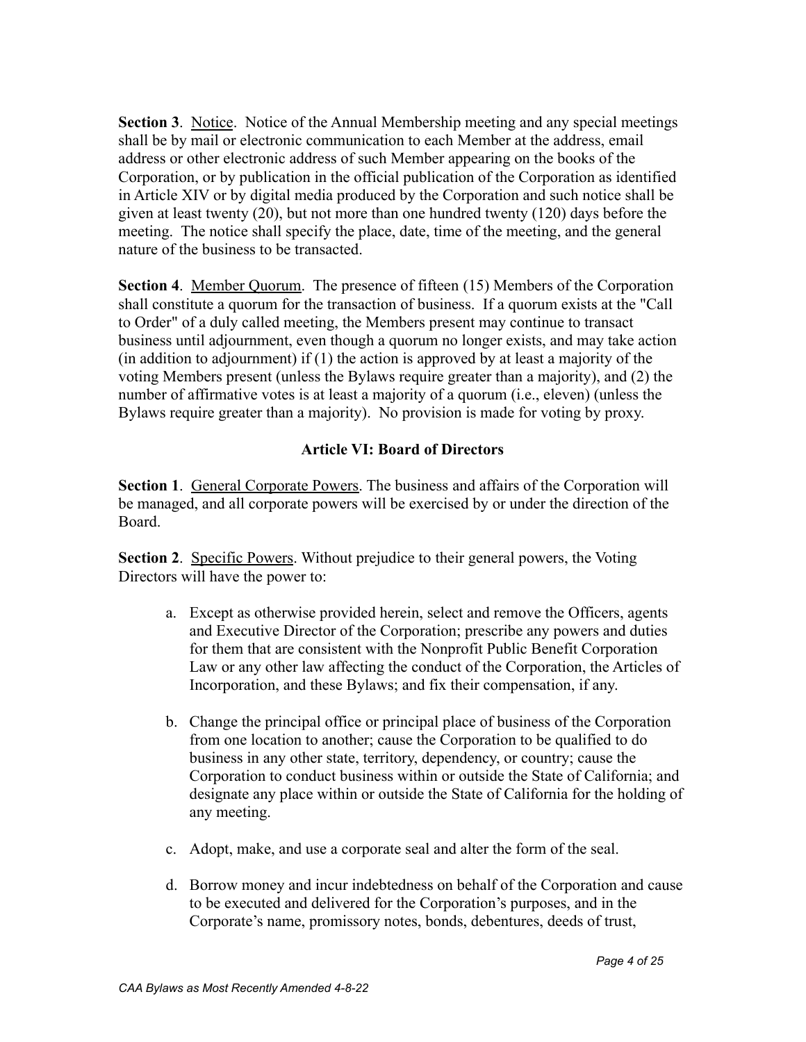**Section 3**. <u>Notice</u>. Notice of the Annual Membership meeting and any special meetings shall be by mail or electronic communication to each Member at the address, email address or other electronic address of such Member appearing on the books of the Corporation, or by publication in the official publication of the Corporation as identified in Article XIV or by digital media produced by the Corporation and such notice shall be given at least twenty (20), but not more than one hundred twenty (120) days before the meeting. The notice shall specify the place, date, time of the meeting, and the general nature of the business to be transacted.

**Section 4**. <u>Member Quorum</u>. The presence of fifteen (15) Members of the Corporation shall constitute a quorum for the transaction of business. If a quorum exists at the "Call to Order" of a duly called meeting, the Members present may continue to transact business until adjournment, even though a quorum no longer exists, and may take action (in addition to adjournment) if (1) the action is approved by at least a majority of the voting Members present (unless the Bylaws require greater than a majority), and (2) the number of affirmative votes is at least a majority of a quorum (i.e., eleven) (unless the Bylaws require greater than a majority). No provision is made for voting by proxy.

## Article VI: Board of Directors

**Section 1**. <u>General Corporate Powers</u>. The business and affairs of the Corporation will be managed, and all corporate powers will be exercised by or under the direction of the Board.

**Section 2**. <u>Specific Powers</u>. Without prejudice to their general powers, the Voting Directors will have the power to:

a. Except as otherwise provided herein, select and remove the Officers, agents and Executive Director of the Corporation; prescribe any powers and duties for them that are consistent with the Nonprofit Public Benefit Corporation Law or any other law affecting the conduct of the Corporation, the Articles of Incorporation, and these Bylaws; and fix their compensation, if any.

b. Change the principal office or principal place of business of the Corporation from one location to another; cause the Corporation to be qualified to do business in any other state, territory, dependency, or country; cause the Corporation to conduct business within or outside the State of California; and designate any place within or outside the State of California for the holding of any meeting.

c. Adopt, make, and use a corporate seal and alter the form of the seal.

d. Borrow money and incur indebtedness on behalf of the Corporation and cause to be executed and delivered for the Corporation's purposes, and in the Corporate's name, promissory notes, bonds, debentures, deeds of trust,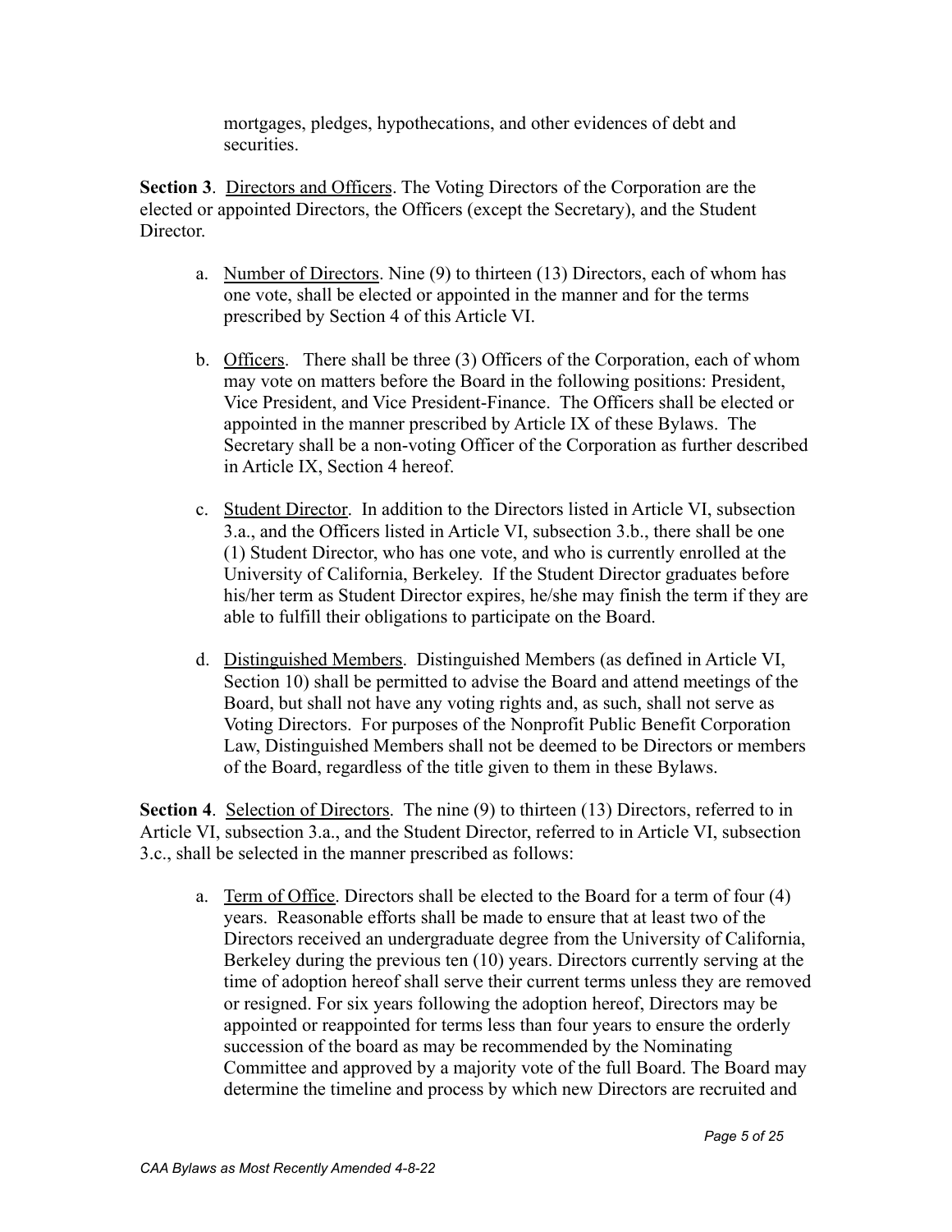mortgages, pledges, hypothecations, and other evidences of debt and securities.

**Section 3**. Directors and Officers. The Voting Directors of the Corporation are the elected or appointed Directors, the Officers (except the Secretary), and the Student Director.

a. Number of Directors. Nine (9) to thirteen (13) Directors, each of whom has one vote, shall be elected or appointed in the manner and for the terms prescribed by Section 4 of this Article VI.

b. Officers. There shall be three (3) Officers of the Corporation, each of whom may vote on matters before the Board in the following positions: President, Vice President, and Vice President-Finance. The Officers shall be elected or appointed in the manner prescribed by Article IX of these Bylaws. The Secretary shall be a non-voting Officer of the Corporation as further described in Article IX, Section 4 hereof.

c. Student Director. In addition to the Directors listed in Article VI, subsection 3.a., and the Officers listed in Article VI, subsection 3.b., there shall be one (1) Student Director, who has one vote, and who is currently enrolled at the University of California, Berkeley. If the Student Director graduates before his/her term as Student Director expires, he/she may finish the term if they are able to fulfill their obligations to participate on the Board.

d. Distinguished Members. Distinguished Members (as defined in Article VI, Section 10) shall be permitted to advise the Board and attend meetings of the Board, but shall not have any voting rights and, as such, shall not serve as Voting Directors. For purposes of the Nonprofit Public Benefit Corporation Law, Distinguished Members shall not be deemed to be Directors or members of the Board, regardless of the title given to them in these Bylaws.

**Section 4**. Selection of Directors. The nine (9) to thirteen (13) Directors, referred to in Article VI, subsection 3.a., and the Student Director, referred to in Article VI, subsection 3.c., shall be selected in the manner prescribed as follows:

a. Term of Office. Directors shall be elected to the Board for a term of four (4) years. Reasonable efforts shall be made to ensure that at least two of the Directors received an undergraduate degree from the University of California, Berkeley during the previous ten (10) years. Directors currently serving at the time of adoption hereof shall serve their current terms unless they are removed or resigned. For six years following the adoption hereof, Directors may be appointed or reappointed for terms less than four years to ensure the orderly succession of the board as may be recommended by the Nominating Committee and approved by a majority vote of the full Board. The Board may determine the timeline and process by which new Directors are recruited and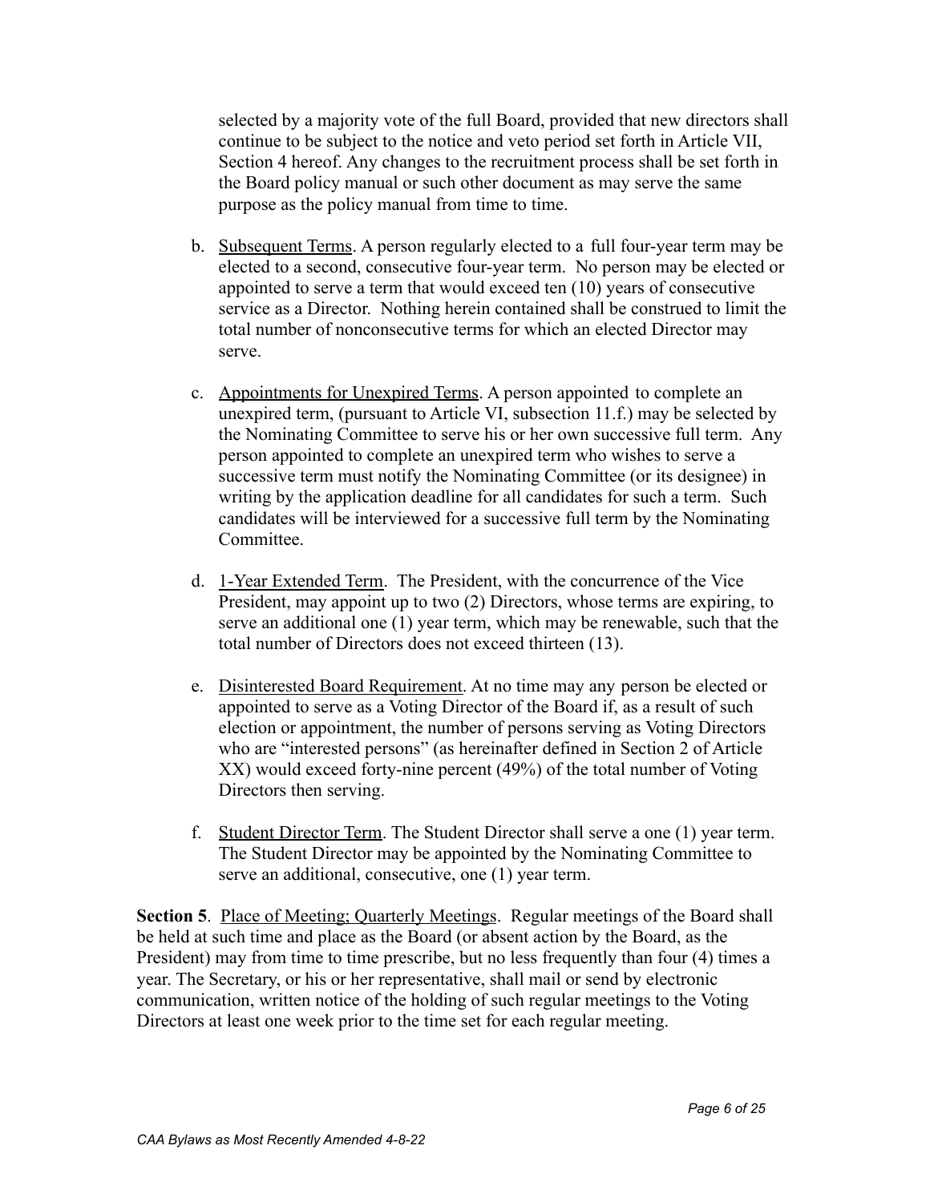selected by a majority vote of the full Board, provided that new directors shall continue to be subject to the notice and veto period set forth in Article VII, Section 4 hereof. Any changes to the recruitment process shall be set forth in the Board policy manual or such other document as may serve the same purpose as the policy manual from time to time.

b. Subsequent Terms. A person regularly elected to a full four-year term may be elected to a second, consecutive four-year term. No person may be elected or appointed to serve a term that would exceed ten (10) years of consecutive service as a Director. Nothing herein contained shall be construed to limit the total number of nonconsecutive terms for which an elected Director may serve.

c. Appointments for Unexpired Terms. A person appointed to complete an unexpired term, (pursuant to Article VI, subsection 11.f.) may be selected by the Nominating Committee to serve his or her own successive full term. Any person appointed to complete an unexpired term who wishes to serve a successive term must notify the Nominating Committee (or its designee) in writing by the application deadline for all candidates for such a term. Such candidates will be interviewed for a successive full term by the Nominating Committee.

d. 1-Year Extended Term. The President, with the concurrence of the Vice President, may appoint up to two (2) Directors, whose terms are expiring, to serve an additional one (1) year term, which may be renewable, such that the total number of Directors does not exceed thirteen (13).

e. Disinterested Board Requirement. At no time may any person be elected or appointed to serve as a Voting Director of the Board if, as a result of such election or appointment, the number of persons serving as Voting Directors who are "interested persons" (as hereinafter defined in Section 2 of Article XX) would exceed forty-nine percent (49%) of the total number of Voting Directors then serving.

f. Student Director Term. The Student Director shall serve a one (1) year term. The Student Director may be appointed by the Nominating Committee to serve an additional, consecutive, one (1) year term.

**Section 5**. Place of Meeting; Quarterly Meetings. Regular meetings of the Board shall be held at such time and place as the Board (or absent action by the Board, as the President) may from time to time prescribe, but no less frequently than four (4) times a year. The Secretary, or his or her representative, shall mail or send by electronic communication, written notice of the holding of such regular meetings to the Voting Directors at least one week prior to the time set for each regular meeting.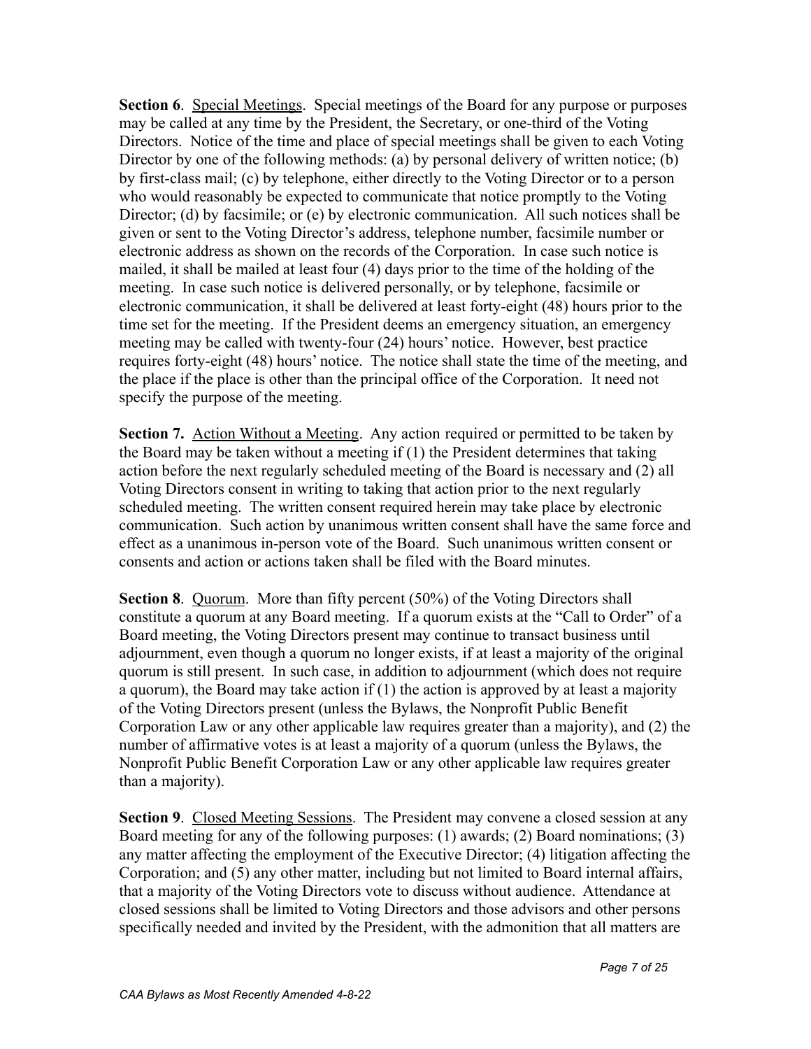**Section 6**. Special Meetings. Special meetings of the Board for any purpose or purposes may be called at any time by the President, the Secretary, or one-third of the Voting Directors. Notice of the time and place of special meetings shall be given to each Voting Director by one of the following methods: (a) by personal delivery of written notice; (b) by first-class mail; (c) by telephone, either directly to the Voting Director or to a person who would reasonably be expected to communicate that notice promptly to the Voting Director; (d) by facsimile; or (e) by electronic communication. All such notices shall be given or sent to the Voting Director's address, telephone number, facsimile number or electronic address as shown on the records of the Corporation. In case such notice is mailed, it shall be mailed at least four (4) days prior to the time of the holding of the meeting. In case such notice is delivered personally, or by telephone, facsimile or electronic communication, it shall be delivered at least forty-eight (48) hours prior to the time set for the meeting. If the President deems an emergency situation, an emergency meeting may be called with twenty-four (24) hours' notice. However, best practice requires forty-eight (48) hours' notice. The notice shall state the time of the meeting, and the place if the place is other than the principal office of the Corporation. It need not specify the purpose of the meeting.

**Section 7.** Action Without a Meeting. Any action required or permitted to be taken by the Board may be taken without a meeting if (1) the President determines that taking action before the next regularly scheduled meeting of the Board is necessary and (2) all Voting Directors consent in writing to taking that action prior to the next regularly scheduled meeting. The written consent required herein may take place by electronic communication. Such action by unanimous written consent shall have the same force and effect as a unanimous in-person vote of the Board. Such unanimous written consent or consents and action or actions taken shall be filed with the Board minutes.

**Section 8**. Quorum. More than fifty percent (50%) of the Voting Directors shall constitute a quorum at any Board meeting. If a quorum exists at the "Call to Order" of a Board meeting, the Voting Directors present may continue to transact business until adjournment, even though a quorum no longer exists, if at least a majority of the original quorum is still present. In such case, in addition to adjournment (which does not require a quorum), the Board may take action if (1) the action is approved by at least a majority of the Voting Directors present (unless the Bylaws, the Nonprofit Public Benefit Corporation Law or any other applicable law requires greater than a majority), and (2) the number of affirmative votes is at least a majority of a quorum (unless the Bylaws, the Nonprofit Public Benefit Corporation Law or any other applicable law requires greater than a majority).

**Section 9**. Closed Meeting Sessions. The President may convene a closed session at any Board meeting for any of the following purposes: (1) awards; (2) Board nominations; (3) any matter affecting the employment of the Executive Director; (4) litigation affecting the Corporation; and (5) any other matter, including but not limited to Board internal affairs, that a majority of the Voting Directors vote to discuss without audience. Attendance at closed sessions shall be limited to Voting Directors and those advisors and other persons specifically needed and invited by the President, with the admonition that all matters are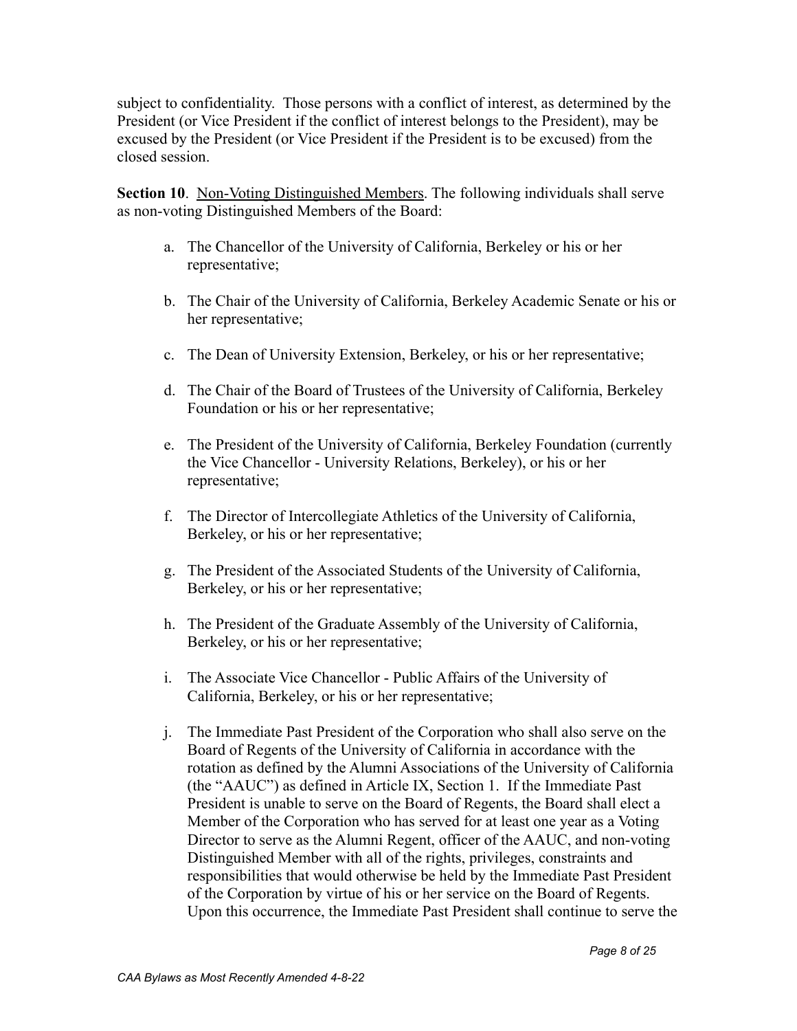subject to confidentiality. Those persons with a conflict of interest, as determined by the President (or Vice President if the conflict of interest belongs to the President), may be excused by the President (or Vice President if the President is to be excused) from the closed session.

**Section 10**. <u>Non-Voting Distinguished Members</u>. The following individuals shall serve as non-voting Distinguished Members of the Board:

a. The Chancellor of the University of California, Berkeley or his or her representative;

b. The Chair of the University of California, Berkeley Academic Senate or his or her representative;

c. The Dean of University Extension, Berkeley, or his or her representative;

d. The Chair of the Board of Trustees of the University of California, Berkeley Foundation or his or her representative;

e. The President of the University of California, Berkeley Foundation (currently the Vice Chancellor - University Relations, Berkeley), or his or her representative;

f. The Director of Intercollegiate Athletics of the University of California, Berkeley, or his or her representative;

g. The President of the Associated Students of the University of California, Berkeley, or his or her representative;

h. The President of the Graduate Assembly of the University of California, Berkeley, or his or her representative;

i. The Associate Vice Chancellor - Public Affairs of the University of California, Berkeley, or his or her representative;

j. The Immediate Past President of the Corporation who shall also serve on the Board of Regents of the University of California in accordance with the rotation as defined by the Alumni Associations of the University of California (the "AAUC") as defined in Article IX, Section 1. If the Immediate Past President is unable to serve on the Board of Regents, the Board shall elect a Member of the Corporation who has served for at least one year as a Voting Director to serve as the Alumni Regent, officer of the AAUC, and non-voting Distinguished Member with all of the rights, privileges, constraints and responsibilities that would otherwise be held by the Immediate Past President of the Corporation by virtue of his or her service on the Board of Regents. Upon this occurrence, the Immediate Past President shall continue to serve the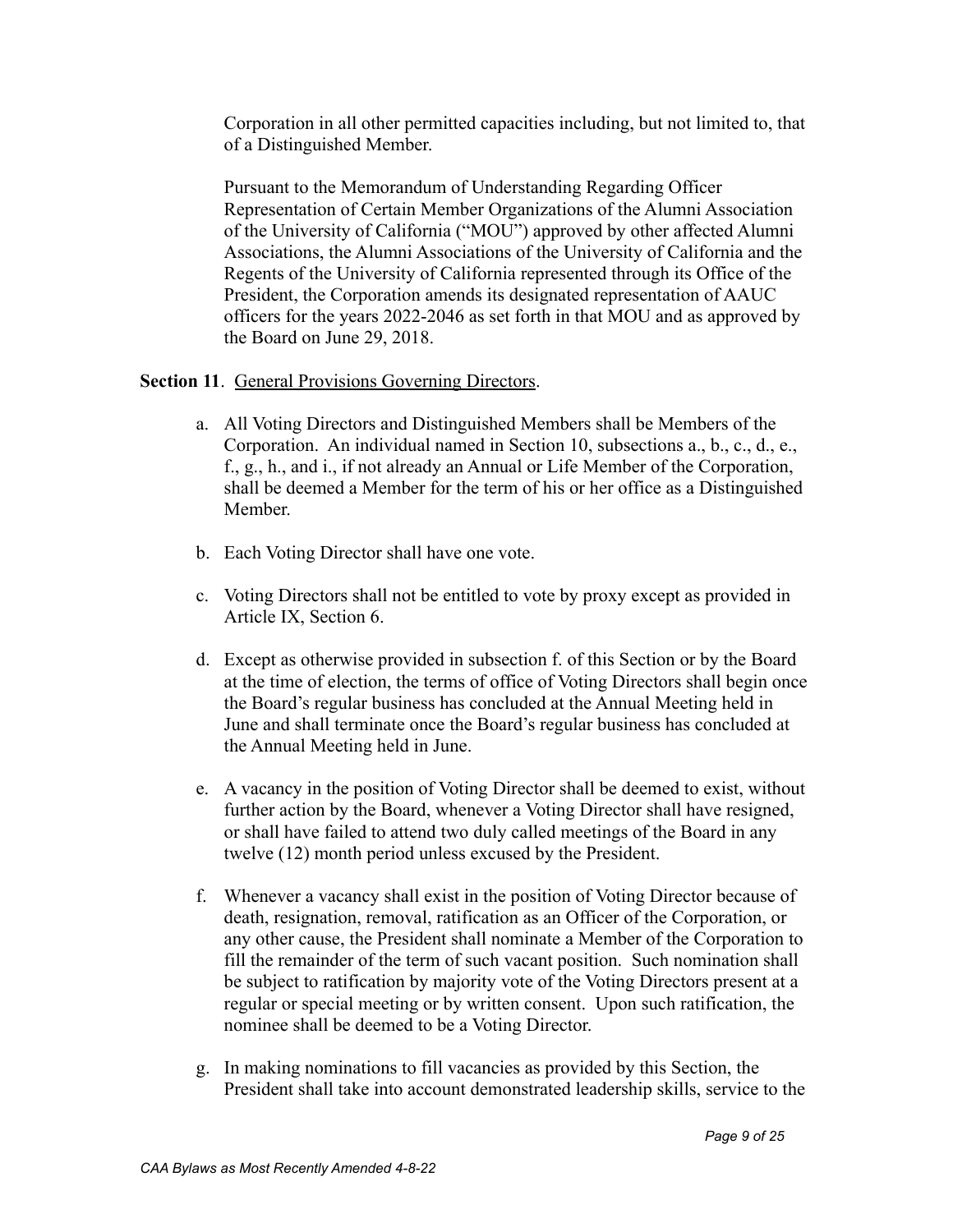Corporation in all other permitted capacities including, but not limited to, that of a Distinguished Member.

Pursuant to the Memorandum of Understanding Regarding Officer Representation of Certain Member Organizations of the Alumni Association of the University of California ("MOU") approved by other affected Alumni Associations, the Alumni Associations of the University of California and the Regents of the University of California represented through its Office of the President, the Corporation amends its designated representation of AAUC officers for the years 2022-2046 as set forth in that MOU and as approved by the Board on June 29, 2018.

**Section 11**. General Provisions Governing Directors.

a. All Voting Directors and Distinguished Members shall be Members of the Corporation. An individual named in Section 10, subsections a., b., c., d., e., f., g., h., and i., if not already an Annual or Life Member of the Corporation, shall be deemed a Member for the term of his or her office as a Distinguished Member.

b. Each Voting Director shall have one vote.

c. Voting Directors shall not be entitled to vote by proxy except as provided in Article IX, Section 6.

d. Except as otherwise provided in subsection f. of this Section or by the Board at the time of election, the terms of office of Voting Directors shall begin once the Board's regular business has concluded at the Annual Meeting held in June and shall terminate once the Board's regular business has concluded at the Annual Meeting held in June.

e. A vacancy in the position of Voting Director shall be deemed to exist, without further action by the Board, whenever a Voting Director shall have resigned, or shall have failed to attend two duly called meetings of the Board in any twelve (12) month period unless excused by the President.

f. Whenever a vacancy shall exist in the position of Voting Director because of death, resignation, removal, ratification as an Officer of the Corporation, or any other cause, the President shall nominate a Member of the Corporation to fill the remainder of the term of such vacant position. Such nomination shall be subject to ratification by majority vote of the Voting Directors present at a regular or special meeting or by written consent. Upon such ratification, the nominee shall be deemed to be a Voting Director.

g. In making nominations to fill vacancies as provided by this Section, the President shall take into account demonstrated leadership skills, service to the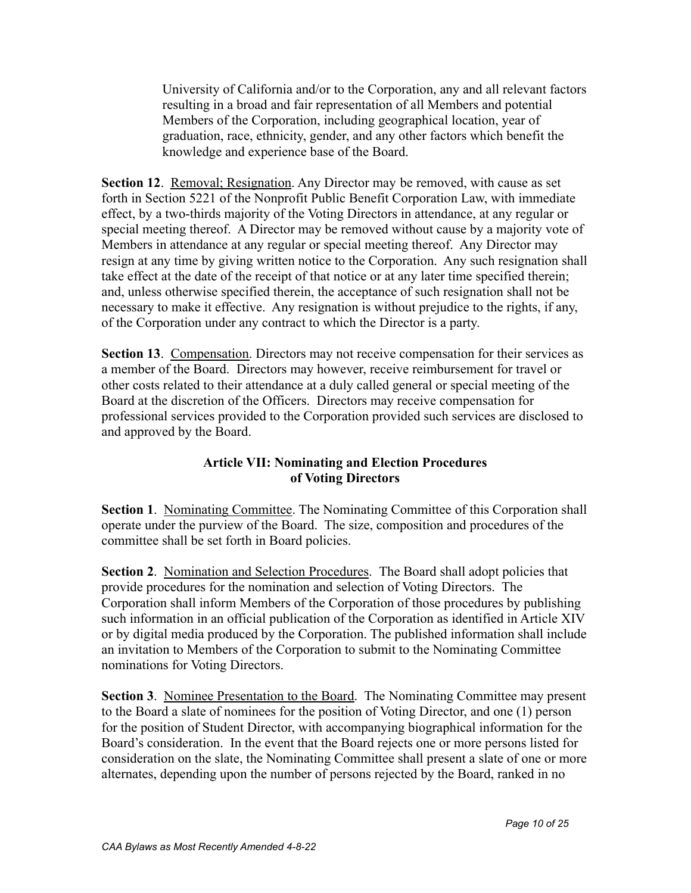University of California and/or to the Corporation, any and all relevant factors resulting in a broad and fair representation of all Members and potential Members of the Corporation, including geographical location, year of graduation, race, ethnicity, gender, and any other factors which benefit the knowledge and experience base of the Board.

**Section 12**. Removal; Resignation. Any Director may be removed, with cause as set forth in Section 5221 of the Nonprofit Public Benefit Corporation Law, with immediate effect, by a two-thirds majority of the Voting Directors in attendance, at any regular or special meeting thereof. A Director may be removed without cause by a majority vote of Members in attendance at any regular or special meeting thereof. Any Director may resign at any time by giving written notice to the Corporation. Any such resignation shall take effect at the date of the receipt of that notice or at any later time specified therein; and, unless otherwise specified therein, the acceptance of such resignation shall not be necessary to make it effective. Any resignation is without prejudice to the rights, if any, of the Corporation under any contract to which the Director is a party.

**Section 13**. Compensation. Directors may not receive compensation for their services as a member of the Board. Directors may however, receive reimbursement for travel or other costs related to their attendance at a duly called general or special meeting of the Board at the discretion of the Officers. Directors may receive compensation for professional services provided to the Corporation provided such services are disclosed to and approved by the Board.

## Article VII: Nominating and Election Procedures of Voting Directors

**Section 1**. Nominating Committee. The Nominating Committee of this Corporation shall operate under the purview of the Board. The size, composition and procedures of the committee shall be set forth in Board policies.

**Section 2**. Nomination and Selection Procedures. The Board shall adopt policies that provide procedures for the nomination and selection of Voting Directors. The Corporation shall inform Members of the Corporation of those procedures by publishing such information in an official publication of the Corporation as identified in Article XIV or by digital media produced by the Corporation. The published information shall include an invitation to Members of the Corporation to submit to the Nominating Committee nominations for Voting Directors.

**Section 3**. Nominee Presentation to the Board. The Nominating Committee may present to the Board a slate of nominees for the position of Voting Director, and one (1) person for the position of Student Director, with accompanying biographical information for the Board's consideration. In the event that the Board rejects one or more persons listed for consideration on the slate, the Nominating Committee shall present a slate of one or more alternates, depending upon the number of persons rejected by the Board, ranked in no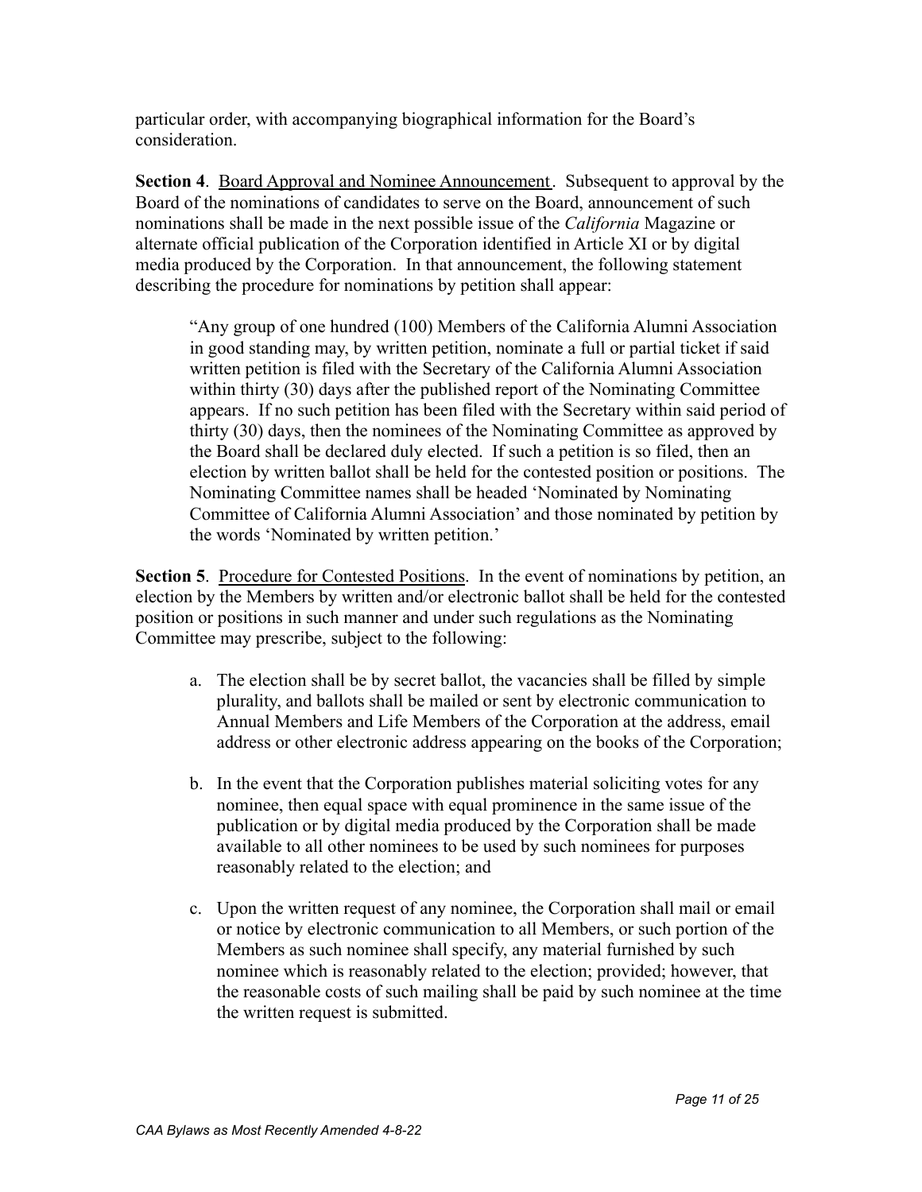particular order, with accompanying biographical information for the Board's consideration.

**Section 4**. Board Approval and Nominee Announcement. Subsequent to approval by the Board of the nominations of candidates to serve on the Board, announcement of such nominations shall be made in the next possible issue of the *California* Magazine or alternate official publication of the Corporation identified in Article XI or by digital media produced by the Corporation. In that announcement, the following statement describing the procedure for nominations by petition shall appear:

> "Any group of one hundred (100) Members of the California Alumni Association in good standing may, by written petition, nominate a full or partial ticket if said written petition is filed with the Secretary of the California Alumni Association within thirty (30) days after the published report of the Nominating Committee appears. If no such petition has been filed with the Secretary within said period of thirty (30) days, then the nominees of the Nominating Committee as approved by the Board shall be declared duly elected. If such a petition is so filed, then an election by written ballot shall be held for the contested position or positions. The Nominating Committee names shall be headed 'Nominated by Nominating Committee of California Alumni Association' and those nominated by petition by the words 'Nominated by written petition.'

**Section 5**. Procedure for Contested Positions. In the event of nominations by petition, an election by the Members by written and/or electronic ballot shall be held for the contested position or positions in such manner and under such regulations as the Nominating Committee may prescribe, subject to the following:

a. The election shall be by secret ballot, the vacancies shall be filled by simple plurality, and ballots shall be mailed or sent by electronic communication to Annual Members and Life Members of the Corporation at the address, email address or other electronic address appearing on the books of the Corporation;

b. In the event that the Corporation publishes material soliciting votes for any nominee, then equal space with equal prominence in the same issue of the publication or by digital media produced by the Corporation shall be made available to all other nominees to be used by such nominees for purposes reasonably related to the election; and

c. Upon the written request of any nominee, the Corporation shall mail or email or notice by electronic communication to all Members, or such portion of the Members as such nominee shall specify, any material furnished by such nominee which is reasonably related to the election; provided; however, that the reasonable costs of such mailing shall be paid by such nominee at the time the written request is submitted.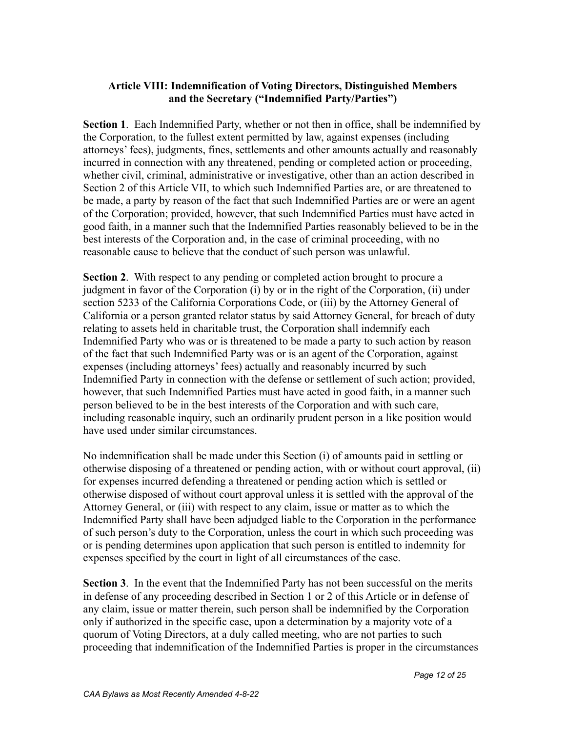## Article VIII: Indemnification of Voting Directors, Distinguished Members and the Secretary ("Indemnified Party/Parties")

**Section 1**. Each Indemnified Party, whether or not then in office, shall be indemnified by the Corporation, to the fullest extent permitted by law, against expenses (including attorneys' fees), judgments, fines, settlements and other amounts actually and reasonably incurred in connection with any threatened, pending or completed action or proceeding, whether civil, criminal, administrative or investigative, other than an action described in Section 2 of this Article VII, to which such Indemnified Parties are, or are threatened to be made, a party by reason of the fact that such Indemnified Parties are or were an agent of the Corporation; provided, however, that such Indemnified Parties must have acted in good faith, in a manner such that the Indemnified Parties reasonably believed to be in the best interests of the Corporation and, in the case of criminal proceeding, with no reasonable cause to believe that the conduct of such person was unlawful.

**Section 2**. With respect to any pending or completed action brought to procure a judgment in favor of the Corporation (i) by or in the right of the Corporation, (ii) under section 5233 of the California Corporations Code, or (iii) by the Attorney General of California or a person granted relator status by said Attorney General, for breach of duty relating to assets held in charitable trust, the Corporation shall indemnify each Indemnified Party who was or is threatened to be made a party to such action by reason of the fact that such Indemnified Party was or is an agent of the Corporation, against expenses (including attorneys' fees) actually and reasonably incurred by such Indemnified Party in connection with the defense or settlement of such action; provided, however, that such Indemnified Parties must have acted in good faith, in a manner such person believed to be in the best interests of the Corporation and with such care, including reasonable inquiry, such an ordinarily prudent person in a like position would have used under similar circumstances.

No indemnification shall be made under this Section (i) of amounts paid in settling or otherwise disposing of a threatened or pending action, with or without court approval, (ii) for expenses incurred defending a threatened or pending action which is settled or otherwise disposed of without court approval unless it is settled with the approval of the Attorney General, or (iii) with respect to any claim, issue or matter as to which the Indemnified Party shall have been adjudged liable to the Corporation in the performance of such person's duty to the Corporation, unless the court in which such proceeding was or is pending determines upon application that such person is entitled to indemnity for expenses specified by the court in light of all circumstances of the case.

**Section 3**. In the event that the Indemnified Party has not been successful on the merits in defense of any proceeding described in Section 1 or 2 of this Article or in defense of any claim, issue or matter therein, such person shall be indemnified by the Corporation only if authorized in the specific case, upon a determination by a majority vote of a quorum of Voting Directors, at a duly called meeting, who are not parties to such proceeding that indemnification of the Indemnified Parties is proper in the circumstances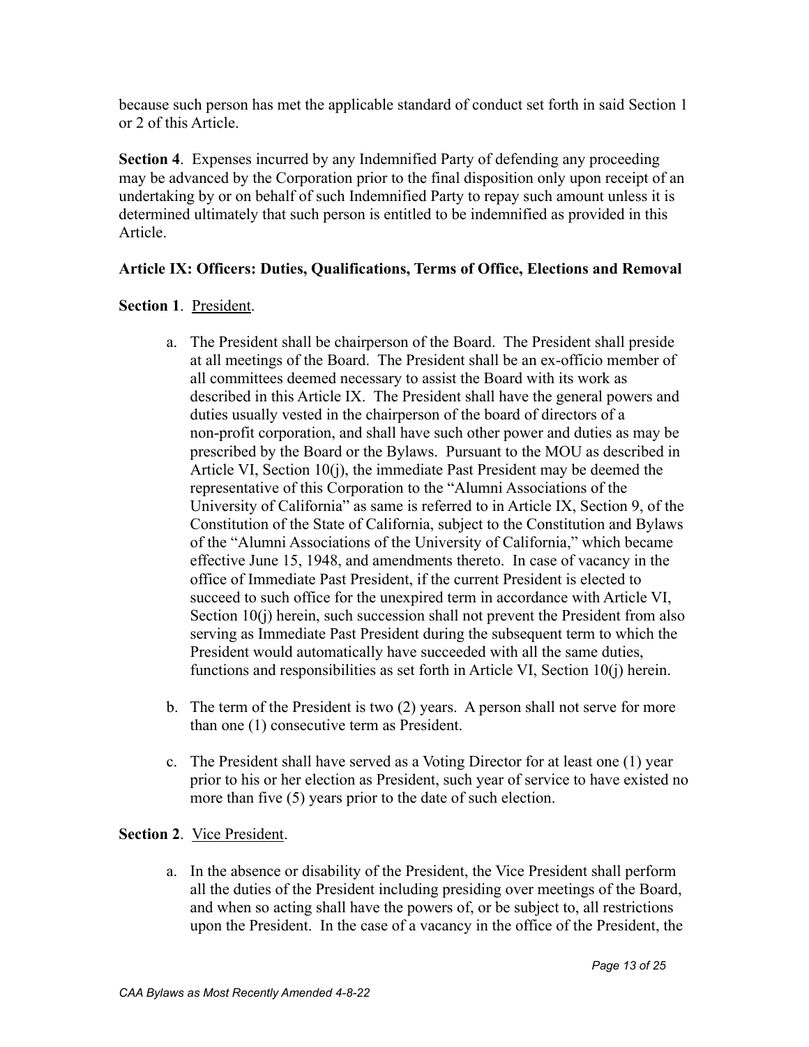because such person has met the applicable standard of conduct set forth in said Section 1 or 2 of this Article.

**Section 4**. Expenses incurred by any Indemnified Party of defending any proceeding may be advanced by the Corporation prior to the final disposition only upon receipt of an undertaking by or on behalf of such Indemnified Party to repay such amount unless it is determined ultimately that such person is entitled to be indemnified as provided in this Article.

**Article IX: Officers: Duties, Qualifications, Terms of Office, Elections and Removal**

**Section 1**. <u>President</u>.

a. The President shall be chairperson of the Board. The President shall preside at all meetings of the Board. The President shall be an ex-officio member of all committees deemed necessary to assist the Board with its work as described in this Article IX. The President shall have the general powers and duties usually vested in the chairperson of the board of directors of a non-profit corporation, and shall have such other power and duties as may be prescribed by the Board or the Bylaws. Pursuant to the MOU as described in Article VI, Section 10(j), the immediate Past President may be deemed the representative of this Corporation to the "Alumni Associations of the University of California" as same is referred to in Article IX, Section 9, of the Constitution of the State of California, subject to the Constitution and Bylaws of the "Alumni Associations of the University of California," which became effective June 15, 1948, and amendments thereto. In case of vacancy in the office of Immediate Past President, if the current President is elected to succeed to such office for the unexpired term in accordance with Article VI, Section 10(j) herein, such succession shall not prevent the President from also serving as Immediate Past President during the subsequent term to which the President would automatically have succeeded with all the same duties, functions and responsibilities as set forth in Article VI, Section 10(j) herein.

b. The term of the President is two (2) years. A person shall not serve for more than one (1) consecutive term as President.

c. The President shall have served as a Voting Director for at least one (1) year prior to his or her election as President, such year of service to have existed no more than five (5) years prior to the date of such election.

**Section 2**. <u>Vice President</u>.

a. In the absence or disability of the President, the Vice President shall perform all the duties of the President including presiding over meetings of the Board, and when so acting shall have the powers of, or be subject to, all restrictions upon the President. In the case of a vacancy in the office of the President, the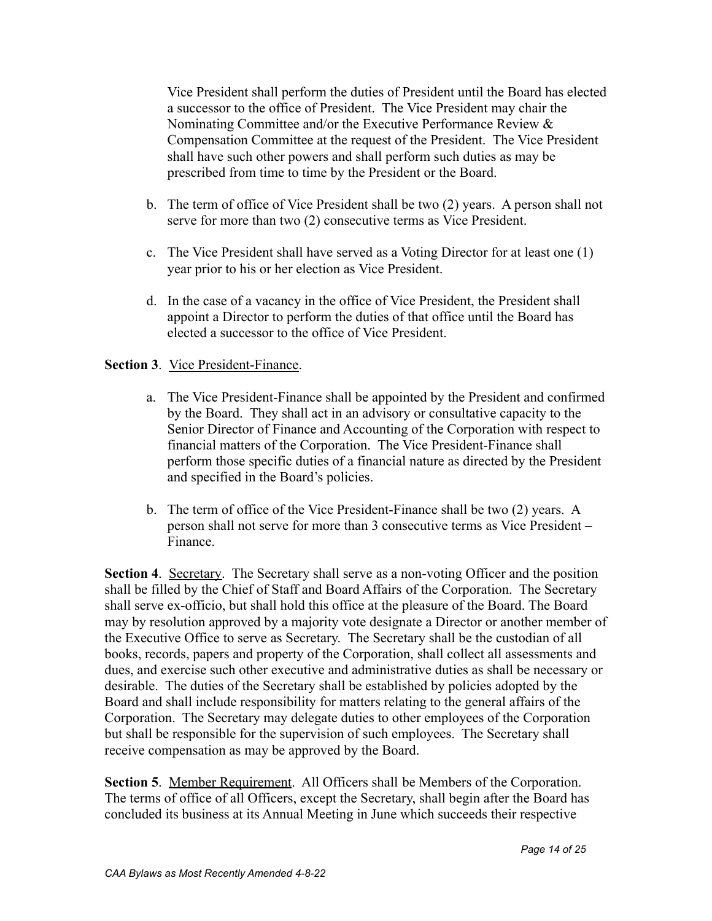Vice President shall perform the duties of President until the Board has elected a successor to the office of President. The Vice President may chair the Nominating Committee and/or the Executive Performance Review & Compensation Committee at the request of the President. The Vice President shall have such other powers and shall perform such duties as may be prescribed from time to time by the President or the Board.

b. The term of office of Vice President shall be two (2) years. A person shall not serve for more than two (2) consecutive terms as Vice President.

c. The Vice President shall have served as a Voting Director for at least one (1) year prior to his or her election as Vice President.

d. In the case of a vacancy in the office of Vice President, the President shall appoint a Director to perform the duties of that office until the Board has elected a successor to the office of Vice President.

**Section 3**. Vice President-Finance.

a. The Vice President-Finance shall be appointed by the President and confirmed by the Board. They shall act in an advisory or consultative capacity to the Senior Director of Finance and Accounting of the Corporation with respect to financial matters of the Corporation. The Vice President-Finance shall perform those specific duties of a financial nature as directed by the President and specified in the Board's policies.

b. The term of office of the Vice President-Finance shall be two (2) years. A person shall not serve for more than 3 consecutive terms as Vice President – Finance.

**Section 4**. Secretary. The Secretary shall serve as a non-voting Officer and the position shall be filled by the Chief of Staff and Board Affairs of the Corporation. The Secretary shall serve ex-officio, but shall hold this office at the pleasure of the Board. The Board may by resolution approved by a majority vote designate a Director or another member of the Executive Office to serve as Secretary. The Secretary shall be the custodian of all books, records, papers and property of the Corporation, shall collect all assessments and dues, and exercise such other executive and administrative duties as shall be necessary or desirable. The duties of the Secretary shall be established by policies adopted by the Board and shall include responsibility for matters relating to the general affairs of the Corporation. The Secretary may delegate duties to other employees of the Corporation but shall be responsible for the supervision of such employees. The Secretary shall receive compensation as may be approved by the Board.

**Section 5**. Member Requirement. All Officers shall be Members of the Corporation. The terms of office of all Officers, except the Secretary, shall begin after the Board has concluded its business at its Annual Meeting in June which succeeds their respective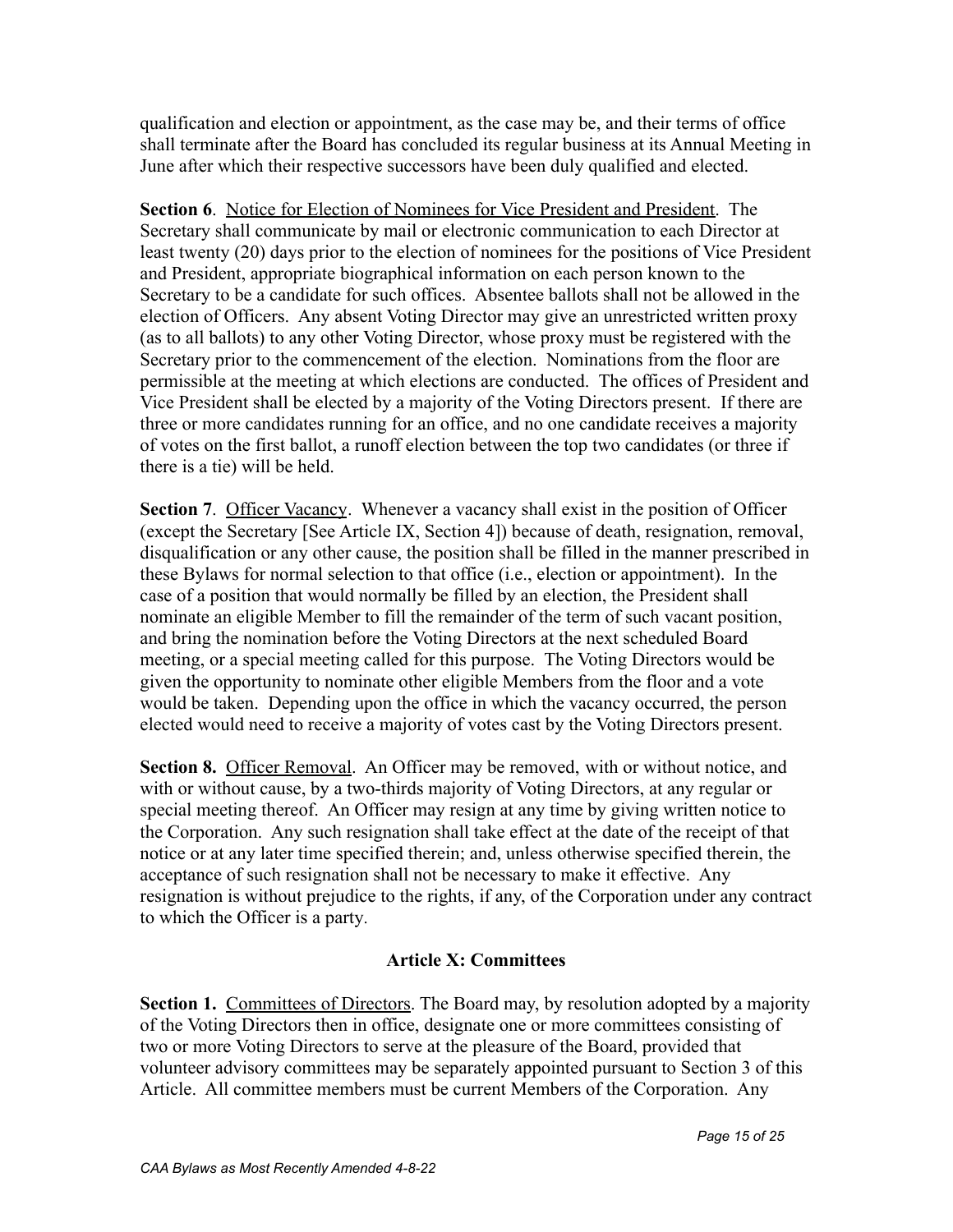qualification and election or appointment, as the case may be, and their terms of office shall terminate after the Board has concluded its regular business at its Annual Meeting in June after which their respective successors have been duly qualified and elected.

**Section 6**. Notice for Election of Nominees for Vice President and President. The Secretary shall communicate by mail or electronic communication to each Director at least twenty (20) days prior to the election of nominees for the positions of Vice President and President, appropriate biographical information on each person known to the Secretary to be a candidate for such offices. Absentee ballots shall not be allowed in the election of Officers. Any absent Voting Director may give an unrestricted written proxy (as to all ballots) to any other Voting Director, whose proxy must be registered with the Secretary prior to the commencement of the election. Nominations from the floor are permissible at the meeting at which elections are conducted. The offices of President and Vice President shall be elected by a majority of the Voting Directors present. If there are three or more candidates running for an office, and no one candidate receives a majority of votes on the first ballot, a runoff election between the top two candidates (or three if there is a tie) will be held.

**Section 7**. Officer Vacancy. Whenever a vacancy shall exist in the position of Officer (except the Secretary [See Article IX, Section 4]) because of death, resignation, removal, disqualification or any other cause, the position shall be filled in the manner prescribed in these Bylaws for normal selection to that office (i.e., election or appointment). In the case of a position that would normally be filled by an election, the President shall nominate an eligible Member to fill the remainder of the term of such vacant position, and bring the nomination before the Voting Directors at the next scheduled Board meeting, or a special meeting called for this purpose. The Voting Directors would be given the opportunity to nominate other eligible Members from the floor and a vote would be taken. Depending upon the office in which the vacancy occurred, the person elected would need to receive a majority of votes cast by the Voting Directors present.

**Section 8.** Officer Removal. An Officer may be removed, with or without notice, and with or without cause, by a two-thirds majority of Voting Directors, at any regular or special meeting thereof. An Officer may resign at any time by giving written notice to the Corporation. Any such resignation shall take effect at the date of the receipt of that notice or at any later time specified therein; and, unless otherwise specified therein, the acceptance of such resignation shall not be necessary to make it effective. Any resignation is without prejudice to the rights, if any, of the Corporation under any contract to which the Officer is a party.

## Article X: Committees

**Section 1.** Committees of Directors. The Board may, by resolution adopted by a majority of the Voting Directors then in office, designate one or more committees consisting of two or more Voting Directors to serve at the pleasure of the Board, provided that volunteer advisory committees may be separately appointed pursuant to Section 3 of this Article. All committee members must be current Members of the Corporation. Any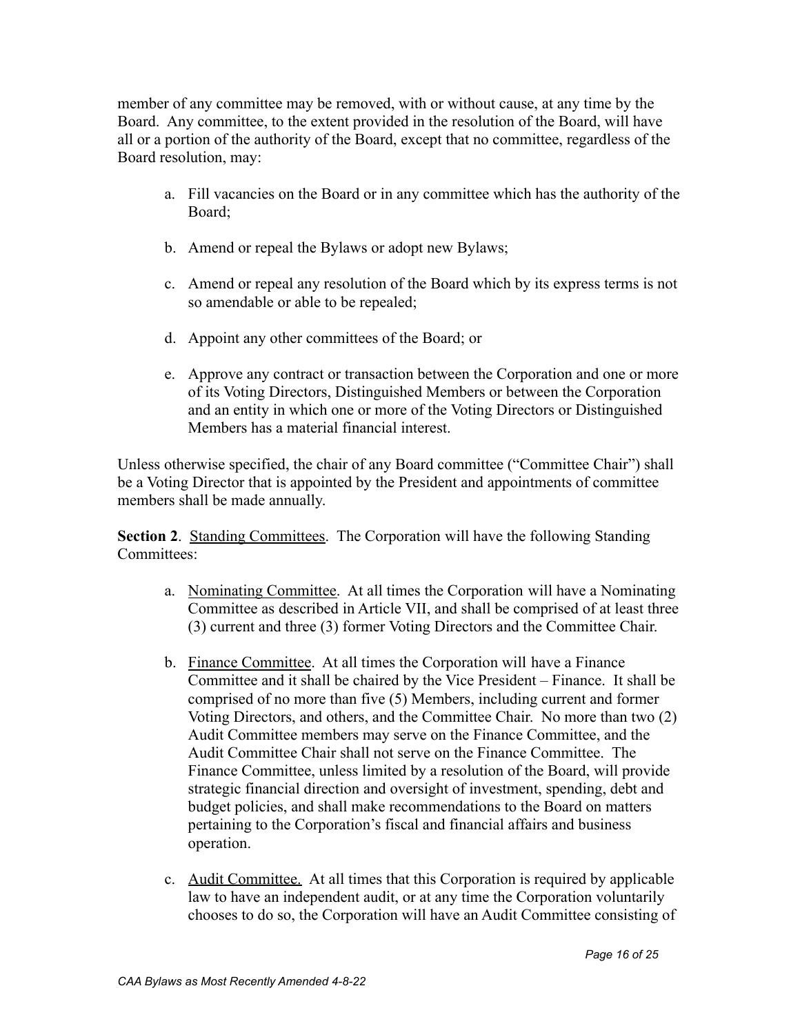member of any committee may be removed, with or without cause, at any time by the Board. Any committee, to the extent provided in the resolution of the Board, will have all or a portion of the authority of the Board, except that no committee, regardless of the Board resolution, may:

a. Fill vacancies on the Board or in any committee which has the authority of the Board;

b. Amend or repeal the Bylaws or adopt new Bylaws;

c. Amend or repeal any resolution of the Board which by its express terms is not so amendable or able to be repealed;

d. Appoint any other committees of the Board; or

e. Approve any contract or transaction between the Corporation and one or more of its Voting Directors, Distinguished Members or between the Corporation and an entity in which one or more of the Voting Directors or Distinguished Members has a material financial interest.

Unless otherwise specified, the chair of any Board committee ("Committee Chair") shall be a Voting Director that is appointed by the President and appointments of committee members shall be made annually.

**Section 2**. Standing Committees. The Corporation will have the following Standing Committees:

a. Nominating Committee. At all times the Corporation will have a Nominating Committee as described in Article VII, and shall be comprised of at least three (3) current and three (3) former Voting Directors and the Committee Chair.

b. Finance Committee. At all times the Corporation will have a Finance Committee and it shall be chaired by the Vice President – Finance. It shall be comprised of no more than five (5) Members, including current and former Voting Directors, and others, and the Committee Chair. No more than two (2) Audit Committee members may serve on the Finance Committee, and the Audit Committee Chair shall not serve on the Finance Committee. The Finance Committee, unless limited by a resolution of the Board, will provide strategic financial direction and oversight of investment, spending, debt and budget policies, and shall make recommendations to the Board on matters pertaining to the Corporation's fiscal and financial affairs and business operation.

c. Audit Committee. At all times that this Corporation is required by applicable law to have an independent audit, or at any time the Corporation voluntarily chooses to do so, the Corporation will have an Audit Committee consisting of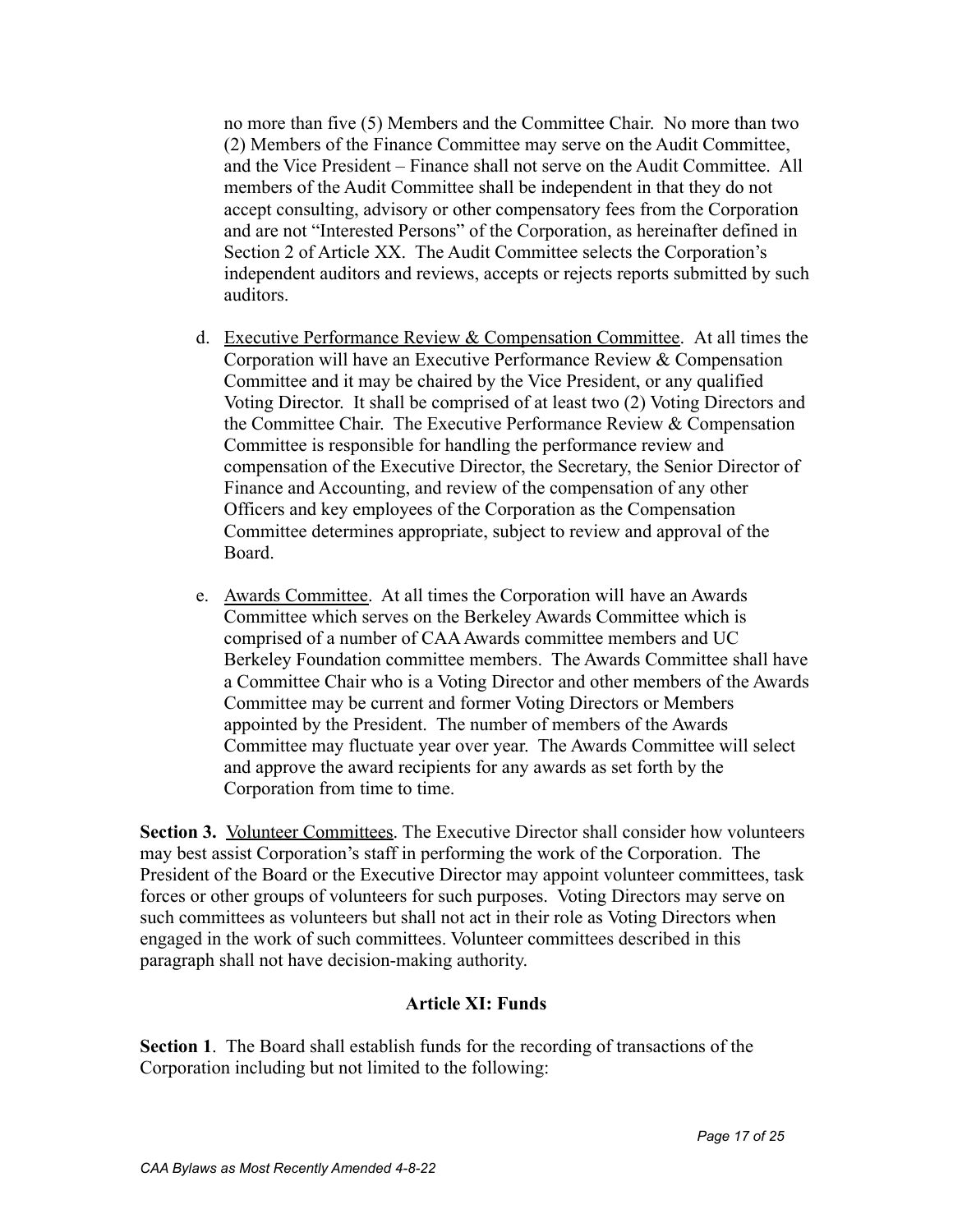no more than five (5) Members and the Committee Chair. No more than two (2) Members of the Finance Committee may serve on the Audit Committee, and the Vice President – Finance shall not serve on the Audit Committee. All members of the Audit Committee shall be independent in that they do not accept consulting, advisory or other compensatory fees from the Corporation and are not "Interested Persons" of the Corporation, as hereinafter defined in Section 2 of Article XX. The Audit Committee selects the Corporation's independent auditors and reviews, accepts or rejects reports submitted by such auditors.

d. Executive Performance Review & Compensation Committee. At all times the Corporation will have an Executive Performance Review & Compensation Committee and it may be chaired by the Vice President, or any qualified Voting Director. It shall be comprised of at least two (2) Voting Directors and the Committee Chair. The Executive Performance Review & Compensation Committee is responsible for handling the performance review and compensation of the Executive Director, the Secretary, the Senior Director of Finance and Accounting, and review of the compensation of any other Officers and key employees of the Corporation as the Compensation Committee determines appropriate, subject to review and approval of the Board.

e. Awards Committee. At all times the Corporation will have an Awards Committee which serves on the Berkeley Awards Committee which is comprised of a number of CAA Awards committee members and UC Berkeley Foundation committee members. The Awards Committee shall have a Committee Chair who is a Voting Director and other members of the Awards Committee may be current and former Voting Directors or Members appointed by the President. The number of members of the Awards Committee may fluctuate year over year. The Awards Committee will select and approve the award recipients for any awards as set forth by the Corporation from time to time.

**Section 3.** Volunteer Committees. The Executive Director shall consider how volunteers may best assist Corporation's staff in performing the work of the Corporation. The President of the Board or the Executive Director may appoint volunteer committees, task forces or other groups of volunteers for such purposes. Voting Directors may serve on such committees as volunteers but shall not act in their role as Voting Directors when engaged in the work of such committees. Volunteer committees described in this paragraph shall not have decision-making authority.

## Article XI: Funds

**Section 1**. The Board shall establish funds for the recording of transactions of the Corporation including but not limited to the following: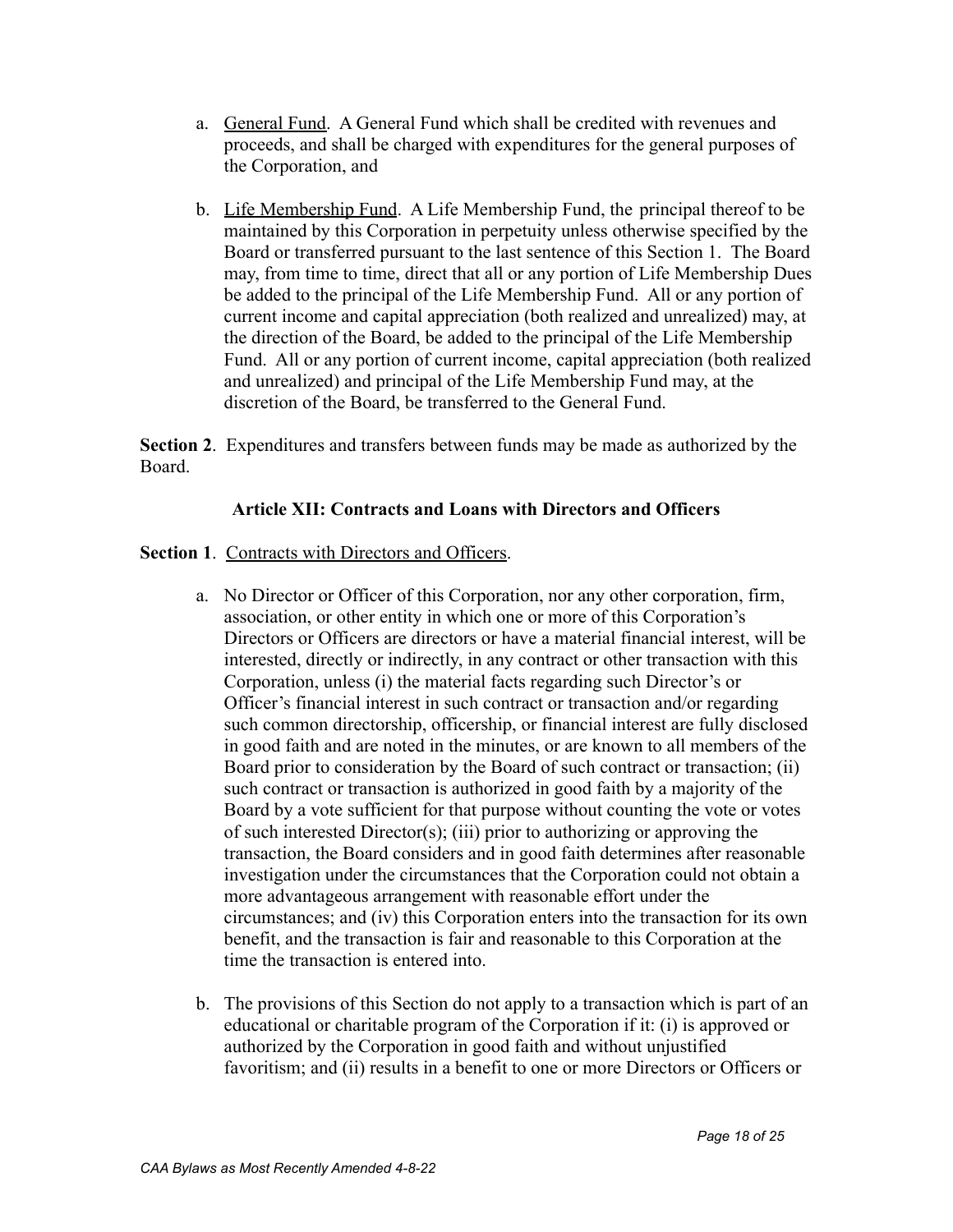a. General Fund. A General Fund which shall be credited with revenues and proceeds, and shall be charged with expenditures for the general purposes of the Corporation, and

b. Life Membership Fund. A Life Membership Fund, the principal thereof to be maintained by this Corporation in perpetuity unless otherwise specified by the Board or transferred pursuant to the last sentence of this Section 1. The Board may, from time to time, direct that all or any portion of Life Membership Dues be added to the principal of the Life Membership Fund. All or any portion of current income and capital appreciation (both realized and unrealized) may, at the direction of the Board, be added to the principal of the Life Membership Fund. All or any portion of current income, capital appreciation (both realized and unrealized) and principal of the Life Membership Fund may, at the discretion of the Board, be transferred to the General Fund.

**Section 2**. Expenditures and transfers between funds may be made as authorized by the Board.

## Article XII: Contracts and Loans with Directors and Officers

**Section 1**. Contracts with Directors and Officers.

a. No Director or Officer of this Corporation, nor any other corporation, firm, association, or other entity in which one or more of this Corporation's Directors or Officers are directors or have a material financial interest, will be interested, directly or indirectly, in any contract or other transaction with this Corporation, unless (i) the material facts regarding such Director's or Officer's financial interest in such contract or transaction and/or regarding such common directorship, officership, or financial interest are fully disclosed in good faith and are noted in the minutes, or are known to all members of the Board prior to consideration by the Board of such contract or transaction; (ii) such contract or transaction is authorized in good faith by a majority of the Board by a vote sufficient for that purpose without counting the vote or votes of such interested Director(s); (iii) prior to authorizing or approving the transaction, the Board considers and in good faith determines after reasonable investigation under the circumstances that the Corporation could not obtain a more advantageous arrangement with reasonable effort under the circumstances; and (iv) this Corporation enters into the transaction for its own benefit, and the transaction is fair and reasonable to this Corporation at the time the transaction is entered into.

b. The provisions of this Section do not apply to a transaction which is part of an educational or charitable program of the Corporation if it: (i) is approved or authorized by the Corporation in good faith and without unjustified favoritism; and (ii) results in a benefit to one or more Directors or Officers or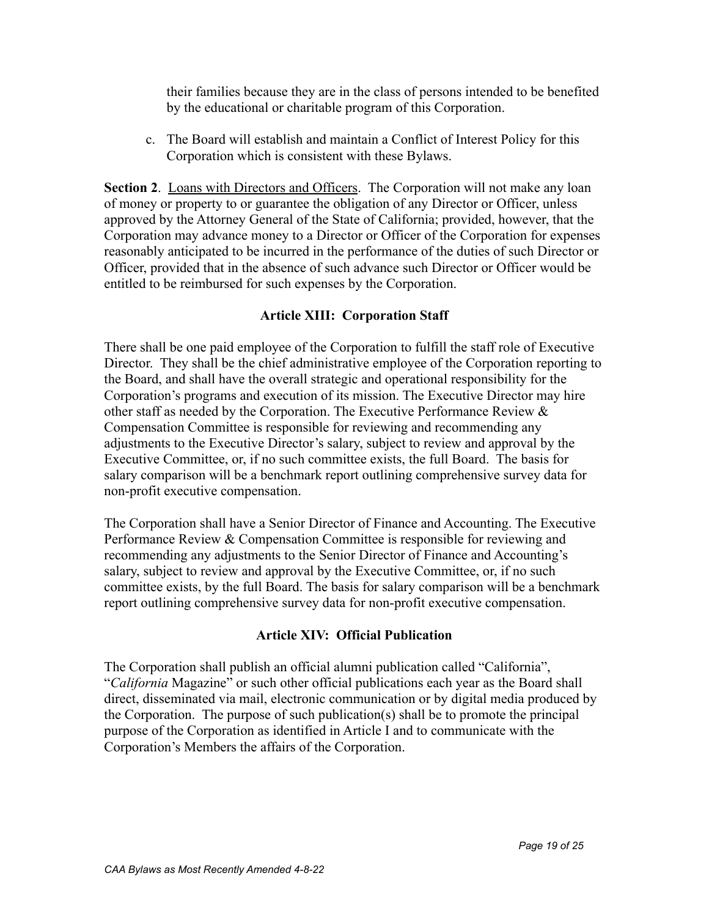their families because they are in the class of persons intended to be benefited by the educational or charitable program of this Corporation.

c. The Board will establish and maintain a Conflict of Interest Policy for this Corporation which is consistent with these Bylaws.

**Section 2**. Loans with Directors and Officers. The Corporation will not make any loan of money or property to or guarantee the obligation of any Director or Officer, unless approved by the Attorney General of the State of California; provided, however, that the Corporation may advance money to a Director or Officer of the Corporation for expenses reasonably anticipated to be incurred in the performance of the duties of such Director or Officer, provided that in the absence of such advance such Director or Officer would be entitled to be reimbursed for such expenses by the Corporation.

## Article XIII: Corporation Staff

There shall be one paid employee of the Corporation to fulfill the staff role of Executive Director. They shall be the chief administrative employee of the Corporation reporting to the Board, and shall have the overall strategic and operational responsibility for the Corporation's programs and execution of its mission. The Executive Director may hire other staff as needed by the Corporation. The Executive Performance Review & Compensation Committee is responsible for reviewing and recommending any adjustments to the Executive Director's salary, subject to review and approval by the Executive Committee, or, if no such committee exists, the full Board. The basis for salary comparison will be a benchmark report outlining comprehensive survey data for non-profit executive compensation.

The Corporation shall have a Senior Director of Finance and Accounting. The Executive Performance Review & Compensation Committee is responsible for reviewing and recommending any adjustments to the Senior Director of Finance and Accounting's salary, subject to review and approval by the Executive Committee, or, if no such committee exists, by the full Board. The basis for salary comparison will be a benchmark report outlining comprehensive survey data for non-profit executive compensation.

## Article XIV: Official Publication

The Corporation shall publish an official alumni publication called "California", "*California* Magazine" or such other official publications each year as the Board shall direct, disseminated via mail, electronic communication or by digital media produced by the Corporation. The purpose of such publication(s) shall be to promote the principal purpose of the Corporation as identified in Article I and to communicate with the Corporation's Members the affairs of the Corporation.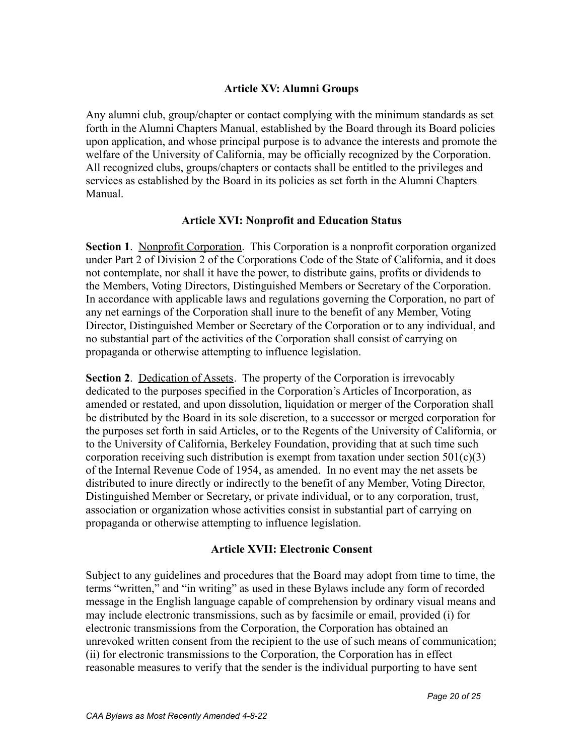## Article XV: Alumni Groups

Any alumni club, group/chapter or contact complying with the minimum standards as set forth in the Alumni Chapters Manual, established by the Board through its Board policies upon application, and whose principal purpose is to advance the interests and promote the welfare of the University of California, may be officially recognized by the Corporation. All recognized clubs, groups/chapters or contacts shall be entitled to the privileges and services as established by the Board in its policies as set forth in the Alumni Chapters Manual.

## Article XVI: Nonprofit and Education Status

**Section 1**. Nonprofit Corporation. This Corporation is a nonprofit corporation organized under Part 2 of Division 2 of the Corporations Code of the State of California, and it does not contemplate, nor shall it have the power, to distribute gains, profits or dividends to the Members, Voting Directors, Distinguished Members or Secretary of the Corporation. In accordance with applicable laws and regulations governing the Corporation, no part of any net earnings of the Corporation shall inure to the benefit of any Member, Voting Director, Distinguished Member or Secretary of the Corporation or to any individual, and no substantial part of the activities of the Corporation shall consist of carrying on propaganda or otherwise attempting to influence legislation.

**Section 2**. Dedication of Assets. The property of the Corporation is irrevocably dedicated to the purposes specified in the Corporation's Articles of Incorporation, as amended or restated, and upon dissolution, liquidation or merger of the Corporation shall be distributed by the Board in its sole discretion, to a successor or merged corporation for the purposes set forth in said Articles, or to the Regents of the University of California, or to the University of California, Berkeley Foundation, providing that at such time such corporation receiving such distribution is exempt from taxation under section 501(c)(3) of the Internal Revenue Code of 1954, as amended. In no event may the net assets be distributed to inure directly or indirectly to the benefit of any Member, Voting Director, Distinguished Member or Secretary, or private individual, or to any corporation, trust, association or organization whose activities consist in substantial part of carrying on propaganda or otherwise attempting to influence legislation.

## Article XVII: Electronic Consent

Subject to any guidelines and procedures that the Board may adopt from time to time, the terms "written," and "in writing" as used in these Bylaws include any form of recorded message in the English language capable of comprehension by ordinary visual means and may include electronic transmissions, such as by facsimile or email, provided (i) for electronic transmissions from the Corporation, the Corporation has obtained an unrevoked written consent from the recipient to the use of such means of communication; (ii) for electronic transmissions to the Corporation, the Corporation has in effect reasonable measures to verify that the sender is the individual purporting to have sent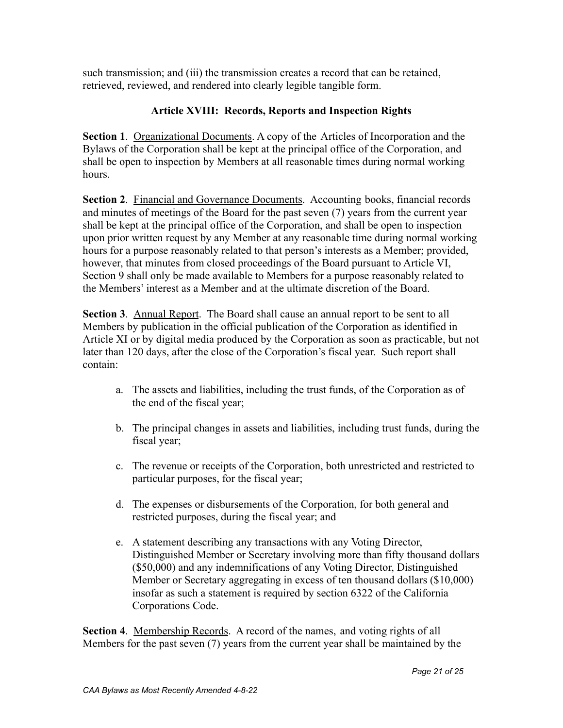such transmission; and (iii) the transmission creates a record that can be retained, retrieved, reviewed, and rendered into clearly legible tangible form.

## Article XVIII: Records, Reports and Inspection Rights

**Section 1**. Organizational Documents. A copy of the Articles of Incorporation and the Bylaws of the Corporation shall be kept at the principal office of the Corporation, and shall be open to inspection by Members at all reasonable times during normal working hours.

**Section 2**. Financial and Governance Documents. Accounting books, financial records and minutes of meetings of the Board for the past seven (7) years from the current year shall be kept at the principal office of the Corporation, and shall be open to inspection upon prior written request by any Member at any reasonable time during normal working hours for a purpose reasonably related to that person's interests as a Member; provided, however, that minutes from closed proceedings of the Board pursuant to Article VI, Section 9 shall only be made available to Members for a purpose reasonably related to the Members' interest as a Member and at the ultimate discretion of the Board.

**Section 3**. Annual Report. The Board shall cause an annual report to be sent to all Members by publication in the official publication of the Corporation as identified in Article XI or by digital media produced by the Corporation as soon as practicable, but not later than 120 days, after the close of the Corporation's fiscal year. Such report shall contain:

a. The assets and liabilities, including the trust funds, of the Corporation as of the end of the fiscal year;

b. The principal changes in assets and liabilities, including trust funds, during the fiscal year;

c. The revenue or receipts of the Corporation, both unrestricted and restricted to particular purposes, for the fiscal year;

d. The expenses or disbursements of the Corporation, for both general and restricted purposes, during the fiscal year; and

e. A statement describing any transactions with any Voting Director, Distinguished Member or Secretary involving more than fifty thousand dollars ($50,000) and any indemnifications of any Voting Director, Distinguished Member or Secretary aggregating in excess of ten thousand dollars ($10,000) insofar as such a statement is required by section 6322 of the California Corporations Code.

**Section 4**. Membership Records. A record of the names, and voting rights of all Members for the past seven (7) years from the current year shall be maintained by the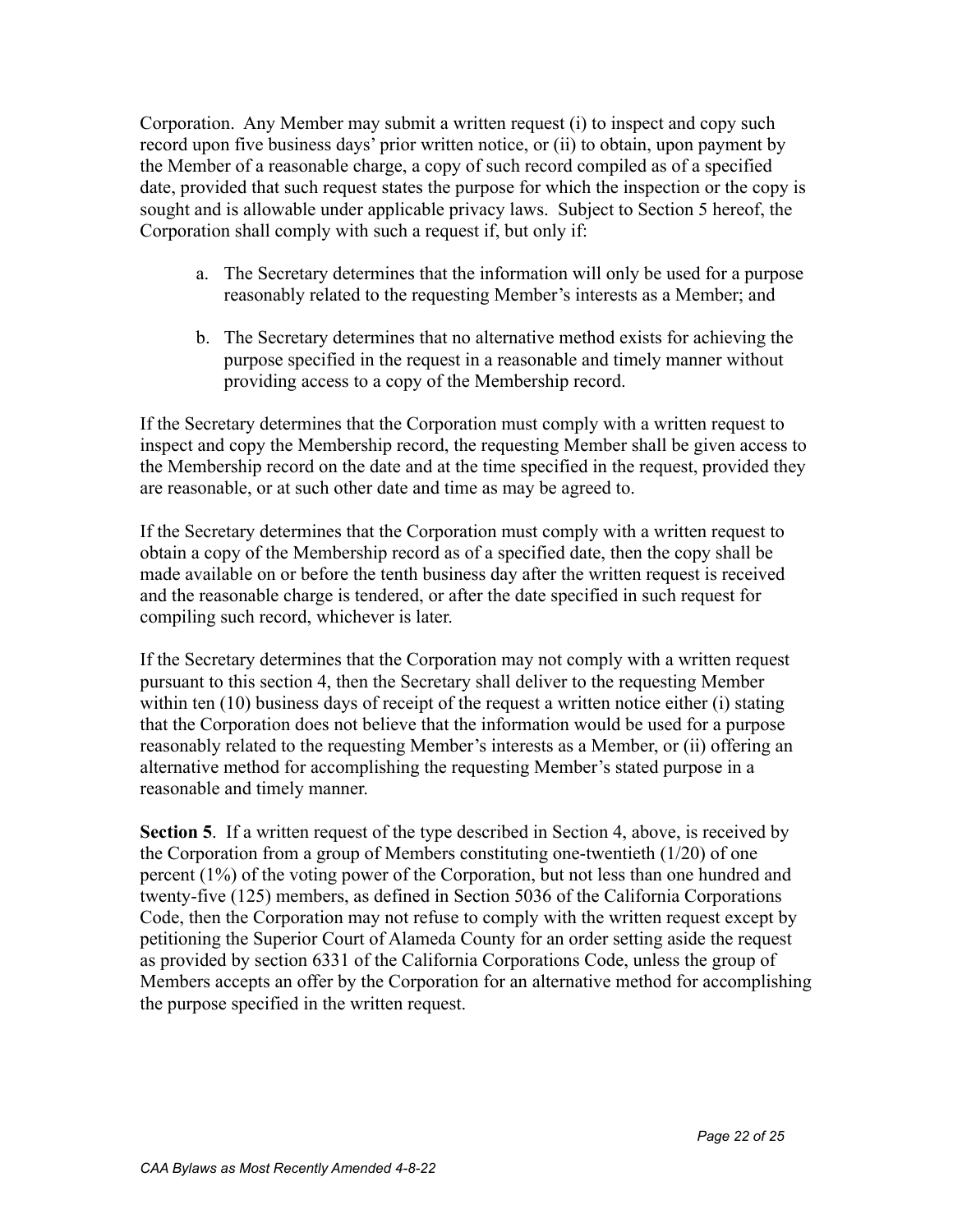Corporation. Any Member may submit a written request (i) to inspect and copy such record upon five business days' prior written notice, or (ii) to obtain, upon payment by the Member of a reasonable charge, a copy of such record compiled as of a specified date, provided that such request states the purpose for which the inspection or the copy is sought and is allowable under applicable privacy laws. Subject to Section 5 hereof, the Corporation shall comply with such a request if, but only if:

a. The Secretary determines that the information will only be used for a purpose reasonably related to the requesting Member's interests as a Member; and

b. The Secretary determines that no alternative method exists for achieving the purpose specified in the request in a reasonable and timely manner without providing access to a copy of the Membership record.

If the Secretary determines that the Corporation must comply with a written request to inspect and copy the Membership record, the requesting Member shall be given access to the Membership record on the date and at the time specified in the request, provided they are reasonable, or at such other date and time as may be agreed to.

If the Secretary determines that the Corporation must comply with a written request to obtain a copy of the Membership record as of a specified date, then the copy shall be made available on or before the tenth business day after the written request is received and the reasonable charge is tendered, or after the date specified in such request for compiling such record, whichever is later.

If the Secretary determines that the Corporation may not comply with a written request pursuant to this section 4, then the Secretary shall deliver to the requesting Member within ten (10) business days of receipt of the request a written notice either (i) stating that the Corporation does not believe that the information would be used for a purpose reasonably related to the requesting Member's interests as a Member, or (ii) offering an alternative method for accomplishing the requesting Member's stated purpose in a reasonable and timely manner.

**Section 5**. If a written request of the type described in Section 4, above, is received by the Corporation from a group of Members constituting one-twentieth (1/20) of one percent (1%) of the voting power of the Corporation, but not less than one hundred and twenty-five (125) members, as defined in Section 5036 of the California Corporations Code, then the Corporation may not refuse to comply with the written request except by petitioning the Superior Court of Alameda County for an order setting aside the request as provided by section 6331 of the California Corporations Code, unless the group of Members accepts an offer by the Corporation for an alternative method for accomplishing the purpose specified in the written request.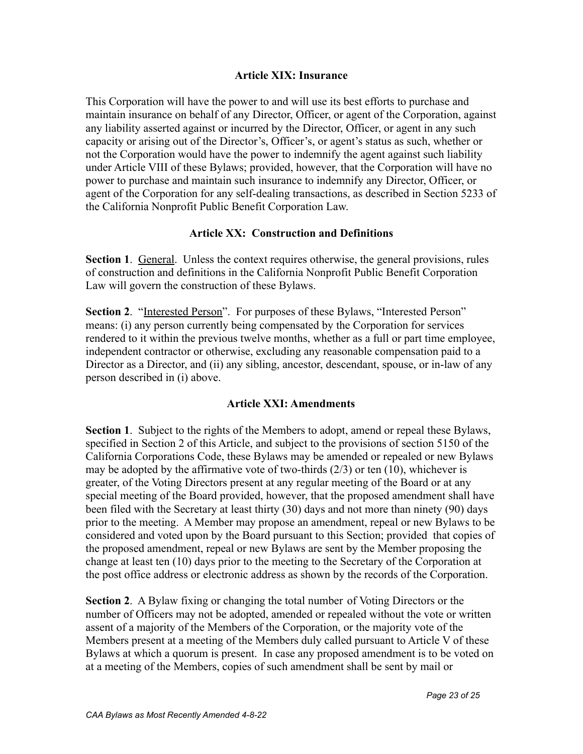## Article XIX: Insurance

This Corporation will have the power to and will use its best efforts to purchase and maintain insurance on behalf of any Director, Officer, or agent of the Corporation, against any liability asserted against or incurred by the Director, Officer, or agent in any such capacity or arising out of the Director's, Officer's, or agent's status as such, whether or not the Corporation would have the power to indemnify the agent against such liability under Article VIII of these Bylaws; provided, however, that the Corporation will have no power to purchase and maintain such insurance to indemnify any Director, Officer, or agent of the Corporation for any self-dealing transactions, as described in Section 5233 of the California Nonprofit Public Benefit Corporation Law.

## Article XX: Construction and Definitions

**Section 1**. General. Unless the context requires otherwise, the general provisions, rules of construction and definitions in the California Nonprofit Public Benefit Corporation Law will govern the construction of these Bylaws.

**Section 2**. "Interested Person". For purposes of these Bylaws, "Interested Person" means: (i) any person currently being compensated by the Corporation for services rendered to it within the previous twelve months, whether as a full or part time employee, independent contractor or otherwise, excluding any reasonable compensation paid to a Director as a Director, and (ii) any sibling, ancestor, descendant, spouse, or in-law of any person described in (i) above.

## Article XXI: Amendments

**Section 1**. Subject to the rights of the Members to adopt, amend or repeal these Bylaws, specified in Section 2 of this Article, and subject to the provisions of section 5150 of the California Corporations Code, these Bylaws may be amended or repealed or new Bylaws may be adopted by the affirmative vote of two-thirds (2/3) or ten (10), whichever is greater, of the Voting Directors present at any regular meeting of the Board or at any special meeting of the Board provided, however, that the proposed amendment shall have been filed with the Secretary at least thirty (30) days and not more than ninety (90) days prior to the meeting. A Member may propose an amendment, repeal or new Bylaws to be considered and voted upon by the Board pursuant to this Section; provided that copies of the proposed amendment, repeal or new Bylaws are sent by the Member proposing the change at least ten (10) days prior to the meeting to the Secretary of the Corporation at the post office address or electronic address as shown by the records of the Corporation.

**Section 2**. A Bylaw fixing or changing the total number of Voting Directors or the number of Officers may not be adopted, amended or repealed without the vote or written assent of a majority of the Members of the Corporation, or the majority vote of the Members present at a meeting of the Members duly called pursuant to Article V of these Bylaws at which a quorum is present. In case any proposed amendment is to be voted on at a meeting of the Members, copies of such amendment shall be sent by mail or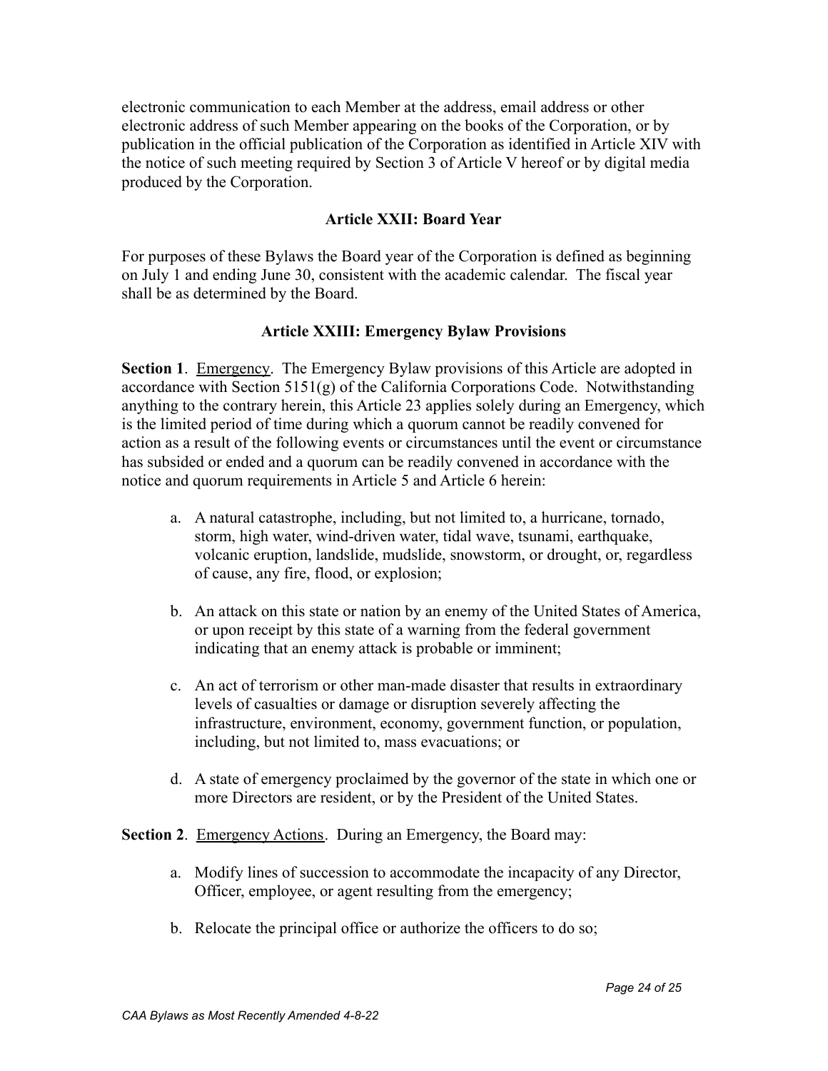electronic communication to each Member at the address, email address or other electronic address of such Member appearing on the books of the Corporation, or by publication in the official publication of the Corporation as identified in Article XIV with the notice of such meeting required by Section 3 of Article V hereof or by digital media produced by the Corporation.

## Article XXII: Board Year

For purposes of these Bylaws the Board year of the Corporation is defined as beginning on July 1 and ending June 30, consistent with the academic calendar. The fiscal year shall be as determined by the Board.

## Article XXIII: Emergency Bylaw Provisions

**Section 1**. Emergency. The Emergency Bylaw provisions of this Article are adopted in accordance with Section 5151(g) of the California Corporations Code. Notwithstanding anything to the contrary herein, this Article 23 applies solely during an Emergency, which is the limited period of time during which a quorum cannot be readily convened for action as a result of the following events or circumstances until the event or circumstance has subsided or ended and a quorum can be readily convened in accordance with the notice and quorum requirements in Article 5 and Article 6 herein:

a. A natural catastrophe, including, but not limited to, a hurricane, tornado, storm, high water, wind-driven water, tidal wave, tsunami, earthquake, volcanic eruption, landslide, mudslide, snowstorm, or drought, or, regardless of cause, any fire, flood, or explosion;

b. An attack on this state or nation by an enemy of the United States of America, or upon receipt by this state of a warning from the federal government indicating that an enemy attack is probable or imminent;

c. An act of terrorism or other man-made disaster that results in extraordinary levels of casualties or damage or disruption severely affecting the infrastructure, environment, economy, government function, or population, including, but not limited to, mass evacuations; or

d. A state of emergency proclaimed by the governor of the state in which one or more Directors are resident, or by the President of the United States.

**Section 2**. Emergency Actions. During an Emergency, the Board may:

a. Modify lines of succession to accommodate the incapacity of any Director, Officer, employee, or agent resulting from the emergency;

b. Relocate the principal office or authorize the officers to do so;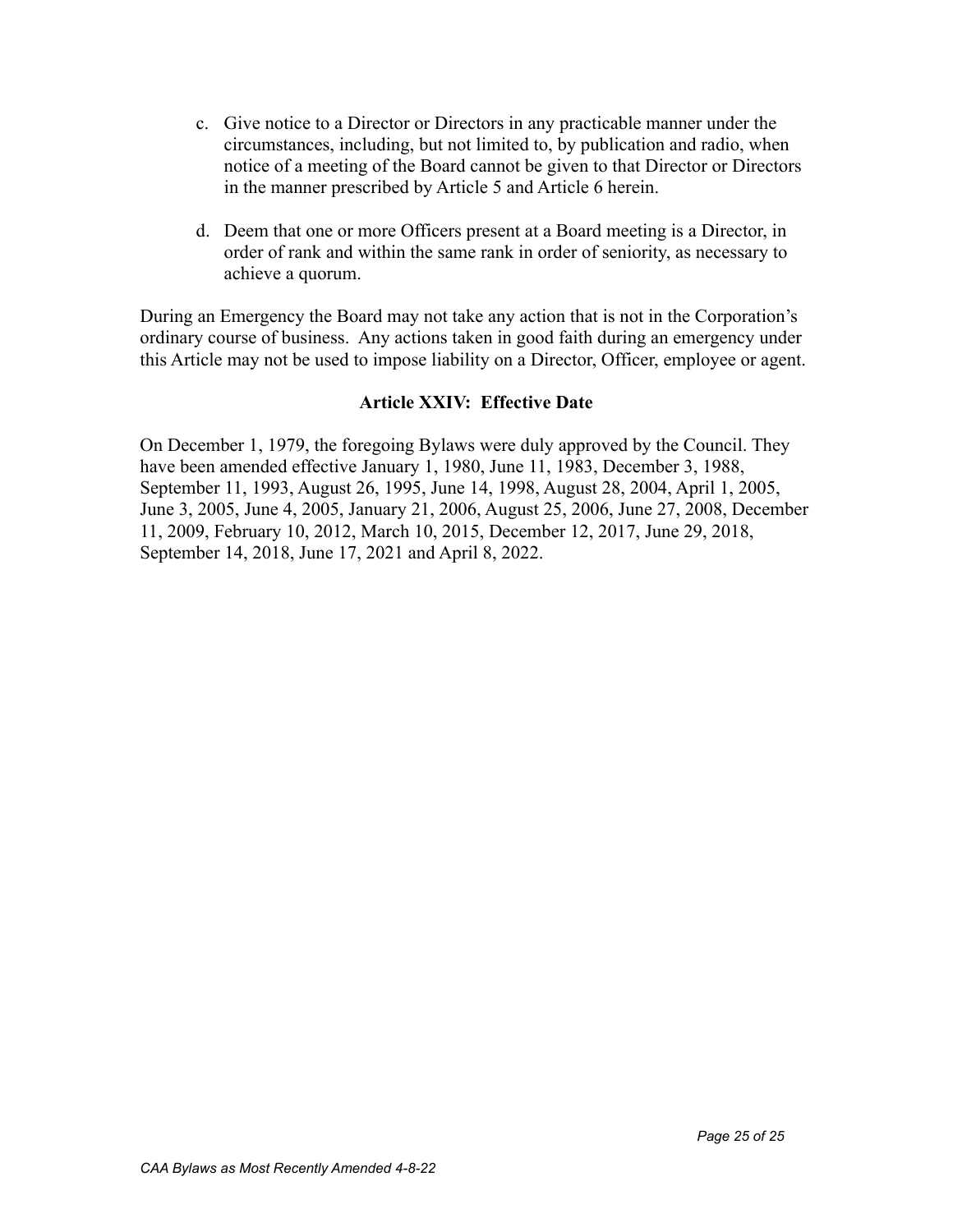c. Give notice to a Director or Directors in any practicable manner under the circumstances, including, but not limited to, by publication and radio, when notice of a meeting of the Board cannot be given to that Director or Directors in the manner prescribed by Article 5 and Article 6 herein.

d. Deem that one or more Officers present at a Board meeting is a Director, in order of rank and within the same rank in order of seniority, as necessary to achieve a quorum.

During an Emergency the Board may not take any action that is not in the Corporation's ordinary course of business. Any actions taken in good faith during an emergency under this Article may not be used to impose liability on a Director, Officer, employee or agent.

## Article XXIV: Effective Date

On December 1, 1979, the foregoing Bylaws were duly approved by the Council. They have been amended effective January 1, 1980, June 11, 1983, December 3, 1988, September 11, 1993, August 26, 1995, June 14, 1998, August 28, 2004, April 1, 2005, June 3, 2005, June 4, 2005, January 21, 2006, August 25, 2006, June 27, 2008, December 11, 2009, February 10, 2012, March 10, 2015, December 12, 2017, June 29, 2018, September 14, 2018, June 17, 2021 and April 8, 2022.